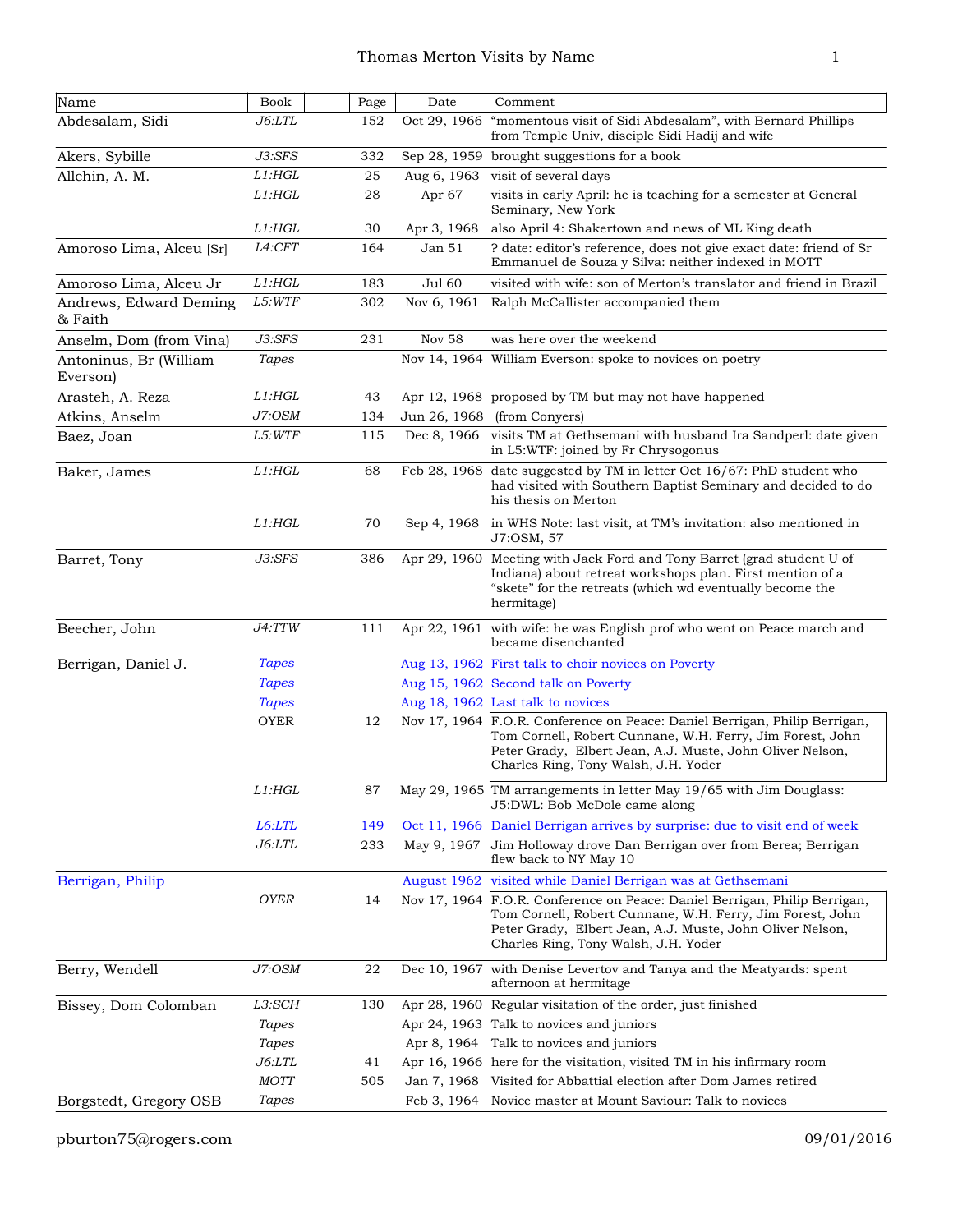# Thomas Merton Visits by Name

| Name | Book | | Page | Date | Comment |
|---|---|---|---|---|---|
| Abdesalam, Sidi | J6:LTL | | 152 | Oct 29, 1966 | "momentous visit of Sidi Abdesalam", with Bernard Phillips from Temple Univ, disciple Sidi Hadij and wife |
| Akers, Sybille | J3:SFS | | 332 | Sep 28, 1959 | brought suggestions for a book |
| Allchin, A. M. | L1:HGL | | 25 | Aug 6, 1963 | visit of several days |
| | L1:HGL | | 28 | Apr 67 | visits in early April: he is teaching for a semester at General Seminary, New York |
| | L1:HGL | | 30 | Apr 3, 1968 | also April 4: Shakertown and news of ML King death |
| Amoroso Lima, Alceu [Sr] | L4:CFT | | 164 | Jan 51 | ? date: editor's reference, does not give exact date: friend of Sr Emmanuel de Souza y Silva: neither indexed in MOTT |
| Amoroso Lima, Alceu Jr | L1:HGL | | 183 | Jul 60 | visited with wife: son of Merton's translator and friend in Brazil |
| Andrews, Edward Deming & Faith | L5:WTF | | 302 | Nov 6, 1961 | Ralph McCallister accompanied them |
| Anselm, Dom (from Vina) | J3:SFS | | 231 | Nov 58 | was here over the weekend |
| Antoninus, Br (William Everson) | Tapes | | | Nov 14, 1964 | William Everson: spoke to novices on poetry |
| Arasteh, A. Reza | L1:HGL | | 43 | Apr 12, 1968 | proposed by TM but may not have happened |
| Atkins, Anselm | J7:OSM | | 134 | Jun 26, 1968 | (from Conyers) |
| Baez, Joan | L5:WTF | | 115 | Dec 8, 1966 | visits TM at Gethsemani with husband Ira Sandperl: date given in L5:WTF: joined by Fr Chrysogonus |
| Baker, James | L1:HGL | | 68 | Feb 28, 1968 | date suggested by TM in letter Oct 16/67: PhD student who had visited with Southern Baptist Seminary and decided to do his thesis on Merton |
| | L1:HGL | | 70 | Sep 4, 1968 | in WHS Note: last visit, at TM's invitation: also mentioned in J7:OSM, 57 |
| Barret, Tony | J3:SFS | | 386 | Apr 29, 1960 | Meeting with Jack Ford and Tony Barret (grad student U of Indiana) about retreat workshops plan. First mention of a "skete" for the retreats (which wd eventually become the hermitage) |
| Beecher, John | J4:TTW | | 111 | Apr 22, 1961 | with wife: he was English prof who went on Peace march and became disenchanted |
| Berrigan, Daniel J. | Tapes | | | Aug 13, 1962 | First talk to choir novices on Poverty |
| | Tapes | | | Aug 15, 1962 | Second talk on Poverty |
| | Tapes | | | Aug 18, 1962 | Last talk to novices |
| | OYER | | 12 | Nov 17, 1964 | F.O.R. Conference on Peace: Daniel Berrigan, Philip Berrigan, Tom Cornell, Robert Cunnane, W.H. Ferry, Jim Forest, John Peter Grady, Elbert Jean, A.J. Muste, John Oliver Nelson, Charles Ring, Tony Walsh, J.H. Yoder |
| | L1:HGL | | 87 | May 29, 1965 | TM arrangements in letter May 19/65 with Jim Douglass: J5:DWL: Bob McDole came along |
| | L6:LTL | | 149 | Oct 11, 1966 | Daniel Berrigan arrives by surprise: due to visit end of week |
| | J6:LTL | | 233 | May 9, 1967 | Jim Holloway drove Dan Berrigan over from Berea; Berrigan flew back to NY May 10 |
| Berrigan, Philip | | | | August 1962 | visited while Daniel Berrigan was at Gethsemani |
| | OYER | | 14 | Nov 17, 1964 | F.O.R. Conference on Peace: Daniel Berrigan, Philip Berrigan, Tom Cornell, Robert Cunnane, W.H. Ferry, Jim Forest, John Peter Grady, Elbert Jean, A.J. Muste, John Oliver Nelson, Charles Ring, Tony Walsh, J.H. Yoder |
| Berry, Wendell | J7:OSM | | 22 | Dec 10, 1967 | with Denise Levertov and Tanya and the Meatyards: spent afternoon at hermitage |
| Bissey, Dom Colomban | L3:SCH | | 130 | Apr 28, 1960 | Regular visitation of the order, just finished |
| | Tapes | | | Apr 24, 1963 | Talk to novices and juniors |
| | Tapes | | | Apr 8, 1964 | Talk to novices and juniors |
| | J6:LTL | | 41 | Apr 16, 1966 | here for the visitation, visited TM in his infirmary room |
| | MOTT | | 505 | Jan 7, 1968 | Visited for Abbatial election after Dom James retired |
| Borgstedt, Gregory OSB | Tapes | | | Feb 3, 1964 | Novice master at Mount Saviour: Talk to novices |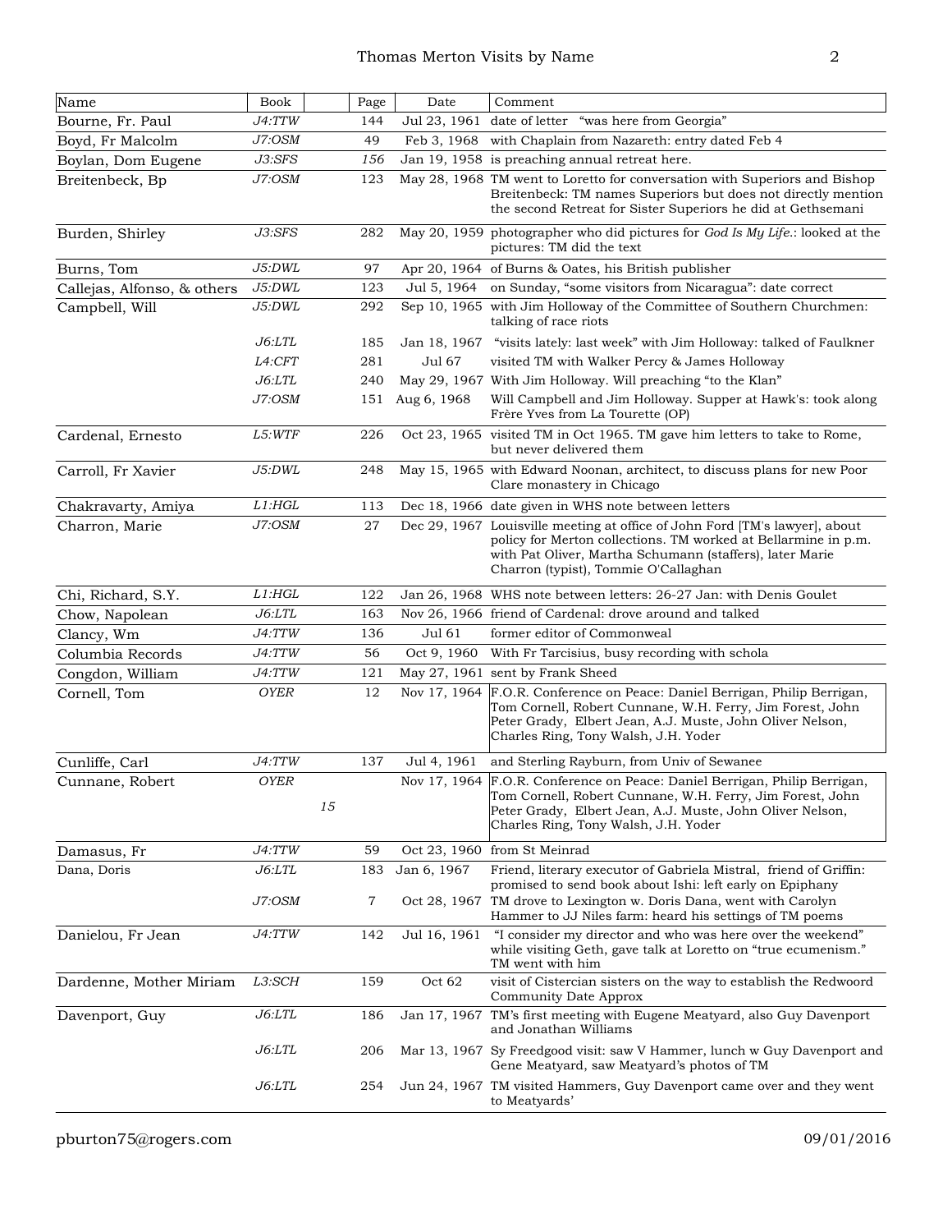| Name | Book | | Page | Date | Comment |
|---|---|---|---|---|---|
| Bourne, Fr. Paul | *J4:TTW* | | 144 | Jul 23, 1961 | date of letter "was here from Georgia" |
| Boyd, Fr Malcolm | *J7:OSM* | | 49 | Feb 3, 1968 | with Chaplain from Nazareth: entry dated Feb 4 |
| Boylan, Dom Eugene | *J3:SFS* | | *156* | Jan 19, 1958 | is preaching annual retreat here. |
| Breitenbeck, Bp | *J7:OSM* | | 123 | May 28, 1968 | TM went to Loretto for conversation with Superiors and Bishop Breitenbeck: TM names Superiors but does not directly mention the second Retreat for Sister Superiors he did at Gethsemani |
| Burden, Shirley | *J3:SFS* | | 282 | May 20, 1959 | photographer who did pictures for *God Is My Life*.: looked at the pictures: TM did the text |
| Burns, Tom | *J5:DWL* | | 97 | Apr 20, 1964 | of Burns & Oates, his British publisher |
| Callejas, Alfonso, & others | *J5:DWL* | | 123 | Jul 5, 1964 | on Sunday, "some visitors from Nicaragua": date correct |
| Campbell, Will | *J5:DWL* | | 292 | Sep 10, 1965 | with Jim Holloway of the Committee of Southern Churchmen: talking of race riots |
| | *J6:LTL* | | 185 | Jan 18, 1967 | "visits lately: last week" with Jim Holloway: talked of Faulkner |
| | *L4:CFT* | | 281 | Jul 67 | visited TM with Walker Percy & James Holloway |
| | *J6:LTL* | | 240 | May 29, 1967 | With Jim Holloway. Will preaching "to the Klan" |
| | *J7:OSM* | | 151 | Aug 6, 1968 | Will Campbell and Jim Holloway. Supper at Hawk's: took along Frère Yves from La Tourette (OP) |
| Cardenal, Ernesto | *L5:WTF* | | 226 | Oct 23, 1965 | visited TM in Oct 1965. TM gave him letters to take to Rome, but never delivered them |
| Carroll, Fr Xavier | *J5:DWL* | | 248 | May 15, 1965 | with Edward Noonan, architect, to discuss plans for new Poor Clare monastery in Chicago |
| Chakravarty, Amiya | *L1:HGL* | | 113 | Dec 18, 1966 | date given in WHS note between letters |
| Charron, Marie | *J7:OSM* | | 27 | Dec 29, 1967 | Louisville meeting at office of John Ford [TM's lawyer], about policy for Merton collections. TM worked at Bellarmine in p.m. with Pat Oliver, Martha Schumann (staffers), later Marie Charron (typist), Tommie O'Callaghan |
| Chi, Richard, S.Y. | *L1:HGL* | | 122 | Jan 26, 1968 | WHS note between letters: 26-27 Jan: with Denis Goulet |
| Chow, Napolean | *J6:LTL* | | 163 | Nov 26, 1966 | friend of Cardenal: drove around and talked |
| Clancy, Wm | *J4:TTW* | | 136 | Jul 61 | former editor of Commonweal |
| Columbia Records | *J4:TTW* | | 56 | Oct 9, 1960 | With Fr Tarcisius, busy recording with schola |
| Congdon, William | *J4:TTW* | | 121 | May 27, 1961 | sent by Frank Sheed |
| Cornell, Tom | *OYER* | | 12 | Nov 17, 1964 | F.O.R. Conference on Peace: Daniel Berrigan, Philip Berrigan, Tom Cornell, Robert Cunnane, W.H. Ferry, Jim Forest, John Peter Grady, Elbert Jean, A.J. Muste, John Oliver Nelson, Charles Ring, Tony Walsh, J.H. Yoder |
| Cunliffe, Carl | *J4:TTW* | | 137 | Jul 4, 1961 | and Sterling Rayburn, from Univ of Sewanee |
| Cunnane, Robert | *OYER* | *15* | | Nov 17, 1964 | F.O.R. Conference on Peace: Daniel Berrigan, Philip Berrigan, Tom Cornell, Robert Cunnane, W.H. Ferry, Jim Forest, John Peter Grady, Elbert Jean, A.J. Muste, John Oliver Nelson, Charles Ring, Tony Walsh, J.H. Yoder |
| Damasus, Fr | *J4:TTW* | | 59 | Oct 23, 1960 | from St Meinrad |
| Dana, Doris | *J6:LTL* | | 183 | Jan 6, 1967 | Friend, literary executor of Gabriela Mistral, friend of Griffin: promised to send book about Ishi: left early on Epiphany |
| | *J7:OSM* | | 7 | Oct 28, 1967 | TM drove to Lexington w. Doris Dana, went with Carolyn Hammer to JJ Niles farm: heard his settings of TM poems |
| Danielou, Fr Jean | *J4:TTW* | | 142 | Jul 16, 1961 | "I consider my director and who was here over the weekend" while visiting Geth, gave talk at Loretto on "true ecumenism." TM went with him |
| Dardenne, Mother Miriam | *L3:SCH* | | 159 | Oct 62 | visit of Cistercian sisters on the way to establish the Redwoord Community Date Approx |
| Davenport, Guy | *J6:LTL* | | 186 | Jan 17, 1967 | TM's first meeting with Eugene Meatyard, also Guy Davenport and Jonathan Williams |
| | *J6:LTL* | | 206 | Mar 13, 1967 | Sy Freedgood visit: saw V Hammer, lunch w Guy Davenport and Gene Meatyard, saw Meatyard's photos of TM |
| | *J6:LTL* | | 254 | Jun 24, 1967 | TM visited Hammers, Guy Davenport came over and they went to Meatyards' |

pburton75@rogers.com 09/01/2016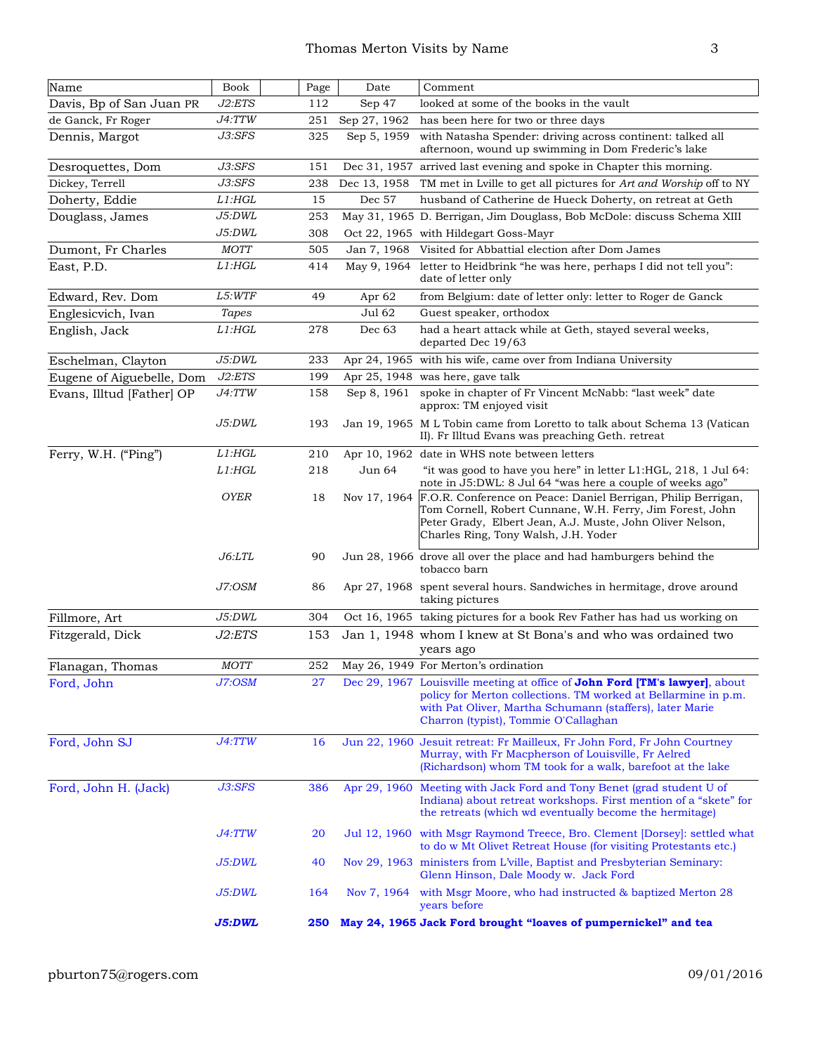| Name | Book | | Page | Date | Comment |
|---|---|---|---|---|---|
| Davis, Bp of San Juan PR | *J2:ETS* | | 112 | Sep 47 | looked at some of the books in the vault |
| de Ganck, Fr Roger | *J4:TTW* | | 251 | Sep 27, 1962 | has been here for two or three days |
| Dennis, Margot | *J3:SFS* | | 325 | Sep 5, 1959 | with Natasha Spender: driving across continent: talked all afternoon, wound up swimming in Dom Frederic's lake |
| Desroquettes, Dom | *J3:SFS* | | 151 | Dec 31, 1957 | arrived last evening and spoke in Chapter this morning. |
| Dickey, Terrell | *J3:SFS* | | 238 | Dec 13, 1958 | TM met in Lville to get all pictures for *Art and Worship* off to NY |
| Doherty, Eddie | *L1:HGL* | | 15 | Dec 57 | husband of Catherine de Hueck Doherty, on retreat at Geth |
| Douglass, James | *J5:DWL* | | 253 | May 31, 1965 | D. Berrigan, Jim Douglass, Bob McDole: discuss Schema XIII |
| | *J5:DWL* | | 308 | Oct 22, 1965 | with Hildegart Goss-Mayr |
| Dumont, Fr Charles | *MOTT* | | 505 | Jan 7, 1968 | Visited for Abbatial election after Dom James |
| East, P.D. | *L1:HGL* | | 414 | May 9, 1964 | letter to Heidbrink "he was here, perhaps I did not tell you": date of letter only |
| Edward, Rev. Dom | *L5:WTF* | | 49 | Apr 62 | from Belgium: date of letter only: letter to Roger de Ganck |
| Englesicvich, Ivan | *Tapes* | | | Jul 62 | Guest speaker, orthodox |
| English, Jack | *L1:HGL* | | 278 | Dec 63 | had a heart attack while at Geth, stayed several weeks, departed Dec 19/63 |
| Eschelman, Clayton | *J5:DWL* | | 233 | Apr 24, 1965 | with his wife, came over from Indiana University |
| Eugene of Aiguebelle, Dom | *J2:ETS* | | 199 | Apr 25, 1948 | was here, gave talk |
| Evans, Illtud [Father] OP | *J4:TTW* | | 158 | Sep 8, 1961 | spoke in chapter of Fr Vincent McNabb: "last week" date approx: TM enjoyed visit |
| | *J5:DWL* | | 193 | Jan 19, 1965 | M L Tobin came from Loretto to talk about Schema 13 (Vatican II). Fr Illtud Evans was preaching Geth. retreat |
| Ferry, W.H. ("Ping") | *L1:HGL* | | 210 | Apr 10, 1962 | date in WHS note between letters |
| | *L1:HGL* | | 218 | Jun 64 | "it was good to have you here" in letter L1:HGL, 218, 1 Jul 64: note in J5:DWL: 8 Jul 64 "was here a couple of weeks ago" |
| | *OYER* | | 18 | Nov 17, 1964 | F.O.R. Conference on Peace: Daniel Berrigan, Philip Berrigan, Tom Cornell, Robert Cunnane, W.H. Ferry, Jim Forest, John Peter Grady, Elbert Jean, A.J. Muste, John Oliver Nelson, Charles Ring, Tony Walsh, J.H. Yoder |
| | *J6:LTL* | | 90 | Jun 28, 1966 | drove all over the place and had hamburgers behind the tobacco barn |
| | *J7:OSM* | | 86 | Apr 27, 1968 | spent several hours. Sandwiches in hermitage, drove around taking pictures |
| Fillmore, Art | *J5:DWL* | | 304 | Oct 16, 1965 | taking pictures for a book Rev Father has had us working on |
| Fitzgerald, Dick | *J2:ETS* | | 153 | Jan 1, 1948 | whom I knew at St Bona's and who was ordained two years ago |
| Flanagan, Thomas | *MOTT* | | 252 | May 26, 1949 | For Merton's ordination |
| Ford, John | *J7:OSM* | | 27 | Dec 29, 1967 | Louisville meeting at office of **John Ford [TM's lawyer]**, about policy for Merton collections. TM worked at Bellarmine in p.m. with Pat Oliver, Martha Schumann (staffers), later Marie Charron (typist), Tommie O'Callaghan |
| Ford, John SJ | *J4:TTW* | | 16 | Jun 22, 1960 | Jesuit retreat: Fr Mailleux, Fr John Ford, Fr John Courtney Murray, with Fr Macpherson of Louisville, Fr Aelred (Richardson) whom TM took for a walk, barefoot at the lake |
| Ford, John H. (Jack) | *J3:SFS* | | 386 | Apr 29, 1960 | Meeting with Jack Ford and Tony Benet (grad student U of Indiana) about retreat workshops. First mention of a "skete" for the retreats (which wd eventually become the hermitage) |
| | *J4:TTW* | | 20 | Jul 12, 1960 | with Msgr Raymond Treece, Bro. Clement [Dorsey]: settled what to do w Mt Olivet Retreat House (for visiting Protestants etc.) |
| | *J5:DWL* | | 40 | Nov 29, 1963 | ministers from L'ville, Baptist and Presbyterian Seminary: Glenn Hinson, Dale Moody w. Jack Ford |
| | *J5:DWL* | | 164 | Nov 7, 1964 | with Msgr Moore, who had instructed & baptized Merton 28 years before |
| | ***J5:DWL*** | | **250** | **May 24, 1965** | **Jack Ford brought "loaves of pumpernickel" and tea** |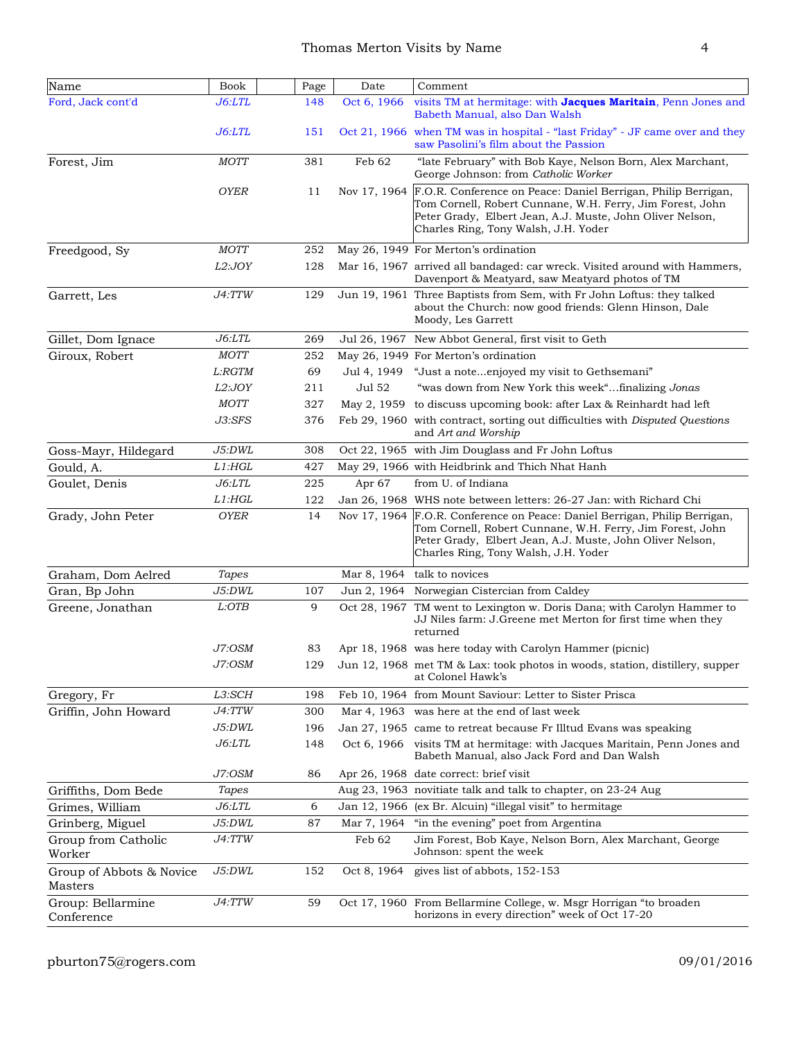| Name | Book | | Page | Date | Comment |
|---|---|---|---|---|---|
| Ford, Jack cont'd | *J6:LTL* | | 148 | Oct 6, 1966 | visits TM at hermitage: with **Jacques Maritain**, Penn Jones and Babeth Manual, also Dan Walsh |
| | *J6:LTL* | | 151 | Oct 21, 1966 | when TM was in hospital - "last Friday" - JF came over and they saw Pasolini's film about the Passion |
| Forest, Jim | *MOTT* | | 381 | Feb 62 | "late February" with Bob Kaye, Nelson Born, Alex Marchant, George Johnson: from *Catholic Worker* |
| | *OYER* | | 11 | Nov 17, 1964 | F.O.R. Conference on Peace: Daniel Berrigan, Philip Berrigan, Tom Cornell, Robert Cunnane, W.H. Ferry, Jim Forest, John Peter Grady, Elbert Jean, A.J. Muste, John Oliver Nelson, Charles Ring, Tony Walsh, J.H. Yoder |
| Freedgood, Sy | *MOTT* | | 252 | May 26, 1949 | For Merton's ordination |
| | *L2:JOY* | | 128 | Mar 16, 1967 | arrived all bandaged: car wreck. Visited around with Hammers, Davenport & Meatyard, saw Meatyard photos of TM |
| Garrett, Les | *J4:TTW* | | 129 | Jun 19, 1961 | Three Baptists from Sem, with Fr John Loftus: they talked about the Church: now good friends: Glenn Hinson, Dale Moody, Les Garrett |
| Gillet, Dom Ignace | *J6:LTL* | | 269 | Jul 26, 1967 | New Abbot General, first visit to Geth |
| Giroux, Robert | *MOTT* | | 252 | May 26, 1949 | For Merton's ordination |
| | *L:RGTM* | | 69 | Jul 4, 1949 | "Just a note…enjoyed my visit to Gethsemani" |
| | *L2:JOY* | | 211 | Jul 52 | "was down from New York this week"…finalizing *Jonas* |
| | *MOTT* | | 327 | May 2, 1959 | to discuss upcoming book: after Lax & Reinhardt had left |
| | *J3:SFS* | | 376 | Feb 29, 1960 | with contract, sorting out difficulties with *Disputed Questions* and *Art and Worship* |
| Goss-Mayr, Hildegard | *J5:DWL* | | 308 | Oct 22, 1965 | with Jim Douglass and Fr John Loftus |
| Gould, A. | *L1:HGL* | | 427 | May 29, 1966 | with Heidbrink and Thich Nhat Hanh |
| Goulet, Denis | *J6:LTL* | | 225 | Apr 67 | from U. of Indiana |
| | *L1:HGL* | | 122 | Jan 26, 1968 | WHS note between letters: 26-27 Jan: with Richard Chi |
| Grady, John Peter | *OYER* | | 14 | Nov 17, 1964 | F.O.R. Conference on Peace: Daniel Berrigan, Philip Berrigan, Tom Cornell, Robert Cunnane, W.H. Ferry, Jim Forest, John Peter Grady, Elbert Jean, A.J. Muste, John Oliver Nelson, Charles Ring, Tony Walsh, J.H. Yoder |
| Graham, Dom Aelred | *Tapes* | | | Mar 8, 1964 | talk to novices |
| Gran, Bp John | *J5:DWL* | | 107 | Jun 2, 1964 | Norwegian Cistercian from Caldey |
| Greene, Jonathan | *L:OTB* | | 9 | Oct 28, 1967 | TM went to Lexington w. Doris Dana; with Carolyn Hammer to JJ Niles farm: J.Greene met Merton for first time when they returned |
| | *J7:OSM* | | 83 | Apr 18, 1968 | was here today with Carolyn Hammer (picnic) |
| | *J7:OSM* | | 129 | Jun 12, 1968 | met TM & Lax: took photos in woods, station, distillery, supper at Colonel Hawk's |
| Gregory, Fr | *L3:SCH* | | 198 | Feb 10, 1964 | from Mount Saviour: Letter to Sister Prisca |
| Griffin, John Howard | *J4:TTW* | | 300 | Mar 4, 1963 | was here at the end of last week |
| | *J5:DWL* | | 196 | Jan 27, 1965 | came to retreat because Fr Illtud Evans was speaking |
| | *J6:LTL* | | 148 | Oct 6, 1966 | visits TM at hermitage: with Jacques Maritain, Penn Jones and Babeth Manual, also Jack Ford and Dan Walsh |
| | *J7:OSM* | | 86 | Apr 26, 1968 | date correct: brief visit |
| Griffiths, Dom Bede | *Tapes* | | | Aug 23, 1963 | novitiate talk and talk to chapter, on 23-24 Aug |
| Grimes, William | *J6:LTL* | | 6 | Jan 12, 1966 | (ex Br. Alcuin) "illegal visit" to hermitage |
| Grinberg, Miguel | *J5:DWL* | | 87 | Mar 7, 1964 | "in the evening" poet from Argentina |
| Group from Catholic Worker | *J4:TTW* | | | Feb 62 | Jim Forest, Bob Kaye, Nelson Born, Alex Marchant, George Johnson: spent the week |
| Group of Abbots & Novice Masters | *J5:DWL* | | 152 | Oct 8, 1964 | gives list of abbots, 152-153 |
| Group: Bellarmine Conference | *J4:TTW* | | 59 | Oct 17, 1960 | From Bellarmine College, w. Msgr Horrigan "to broaden horizons in every direction" week of Oct 17-20 |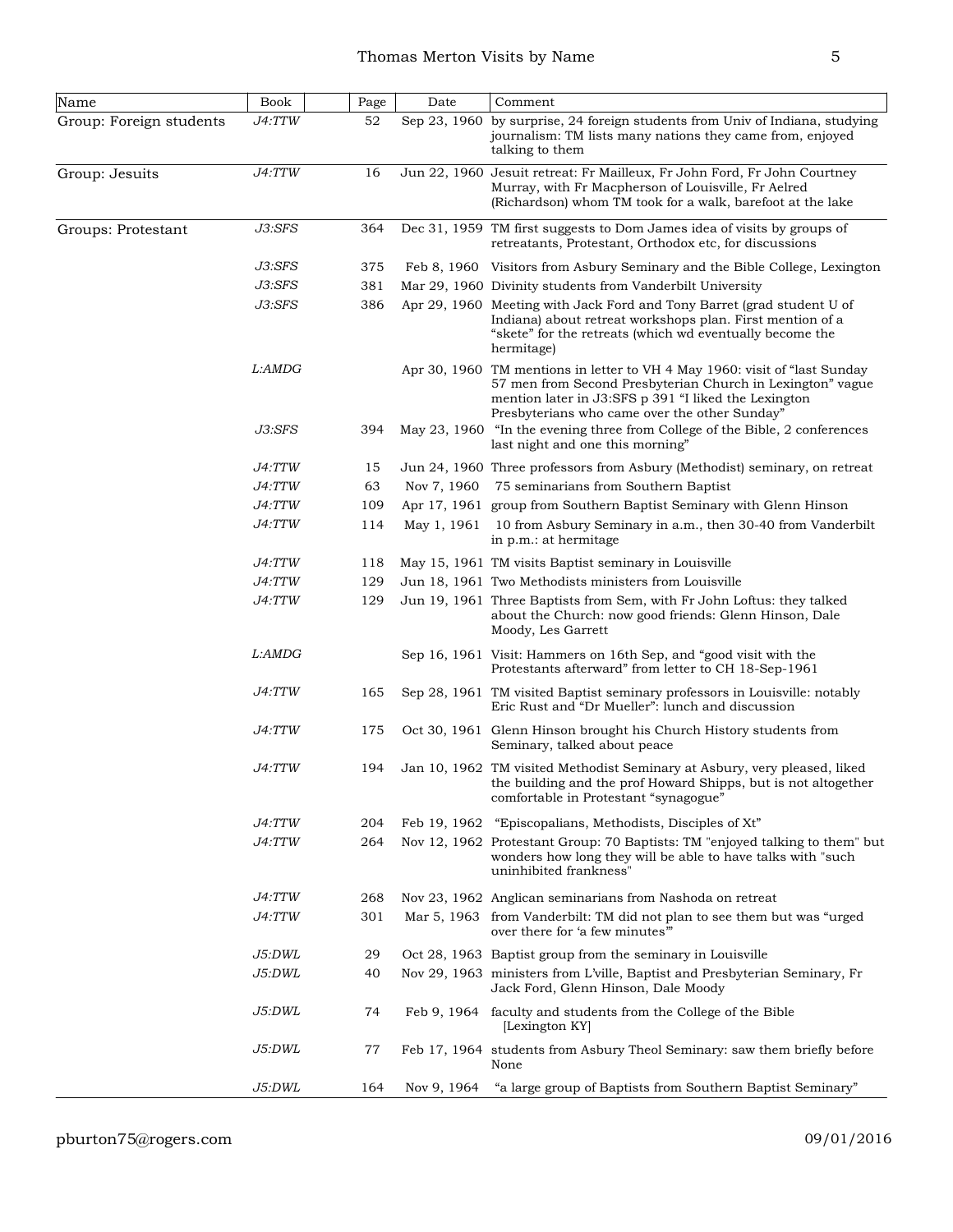| Name | Book | Page | Date | Comment |
|---|---|---|---|---|
| Group: Foreign students | *J4:TTW* | 52 | Sep 23, 1960 | by surprise, 24 foreign students from Univ of Indiana, studying journalism: TM lists many nations they came from, enjoyed talking to them |
| Group: Jesuits | *J4:TTW* | 16 | Jun 22, 1960 | Jesuit retreat: Fr Mailleux, Fr John Ford, Fr John Courtney Murray, with Fr Macpherson of Louisville, Fr Aelred (Richardson) whom TM took for a walk, barefoot at the lake |
| Groups: Protestant | *J3:SFS* | 364 | Dec 31, 1959 | TM first suggests to Dom James idea of visits by groups of retreatants, Protestant, Orthodox etc, for discussions |
| | *J3:SFS* | 375 | Feb 8, 1960 | Visitors from Asbury Seminary and the Bible College, Lexington |
| | *J3:SFS* | 381 | Mar 29, 1960 | Divinity students from Vanderbilt University |
| | *J3:SFS* | 386 | Apr 29, 1960 | Meeting with Jack Ford and Tony Barret (grad student U of Indiana) about retreat workshops plan. First mention of a "skete" for the retreats (which wd eventually become the hermitage) |
| | *L:AMDG* | | Apr 30, 1960 | TM mentions in letter to VH 4 May 1960: visit of "last Sunday 57 men from Second Presbyterian Church in Lexington" vague mention later in J3:SFS p 391 "I liked the Lexington Presbyterians who came over the other Sunday" |
| | *J3:SFS* | 394 | May 23, 1960 | "In the evening three from College of the Bible, 2 conferences last night and one this morning" |
| | *J4:TTW* | 15 | Jun 24, 1960 | Three professors from Asbury (Methodist) seminary, on retreat |
| | *J4:TTW* | 63 | Nov 7, 1960 | 75 seminarians from Southern Baptist |
| | *J4:TTW* | 109 | Apr 17, 1961 | group from Southern Baptist Seminary with Glenn Hinson |
| | *J4:TTW* | 114 | May 1, 1961 | 10 from Asbury Seminary in a.m., then 30-40 from Vanderbilt in p.m.: at hermitage |
| | *J4:TTW* | 118 | May 15, 1961 | TM visits Baptist seminary in Louisville |
| | *J4:TTW* | 129 | Jun 18, 1961 | Two Methodists ministers from Louisville |
| | *J4:TTW* | 129 | Jun 19, 1961 | Three Baptists from Sem, with Fr John Loftus: they talked about the Church: now good friends: Glenn Hinson, Dale Moody, Les Garrett |
| | *L:AMDG* | | Sep 16, 1961 | Visit: Hammers on 16th Sep, and "good visit with the Protestants afterward" from letter to CH 18-Sep-1961 |
| | *J4:TTW* | 165 | Sep 28, 1961 | TM visited Baptist seminary professors in Louisville: notably Eric Rust and "Dr Mueller": lunch and discussion |
| | *J4:TTW* | 175 | Oct 30, 1961 | Glenn Hinson brought his Church History students from Seminary, talked about peace |
| | *J4:TTW* | 194 | Jan 10, 1962 | TM visited Methodist Seminary at Asbury, very pleased, liked the building and the prof Howard Shipps, but is not altogether comfortable in Protestant "synagogue" |
| | *J4:TTW* | 204 | Feb 19, 1962 | "Episcopalians, Methodists, Disciples of Xt" |
| | *J4:TTW* | 264 | Nov 12, 1962 | Protestant Group: 70 Baptists: TM "enjoyed talking to them" but wonders how long they will be able to have talks with "such uninhibited frankness" |
| | *J4:TTW* | 268 | Nov 23, 1962 | Anglican seminarians from Nashoda on retreat |
| | *J4:TTW* | 301 | Mar 5, 1963 | from Vanderbilt: TM did not plan to see them but was "urged over there for 'a few minutes'" |
| | *J5:DWL* | 29 | Oct 28, 1963 | Baptist group from the seminary in Louisville |
| | *J5:DWL* | 40 | Nov 29, 1963 | ministers from L'ville, Baptist and Presbyterian Seminary, Fr Jack Ford, Glenn Hinson, Dale Moody |
| | *J5:DWL* | 74 | Feb 9, 1964 | faculty and students from the College of the Bible [Lexington KY] |
| | *J5:DWL* | 77 | Feb 17, 1964 | students from Asbury Theol Seminary: saw them briefly before None |
| | *J5:DWL* | 164 | Nov 9, 1964 | "a large group of Baptists from Southern Baptist Seminary" |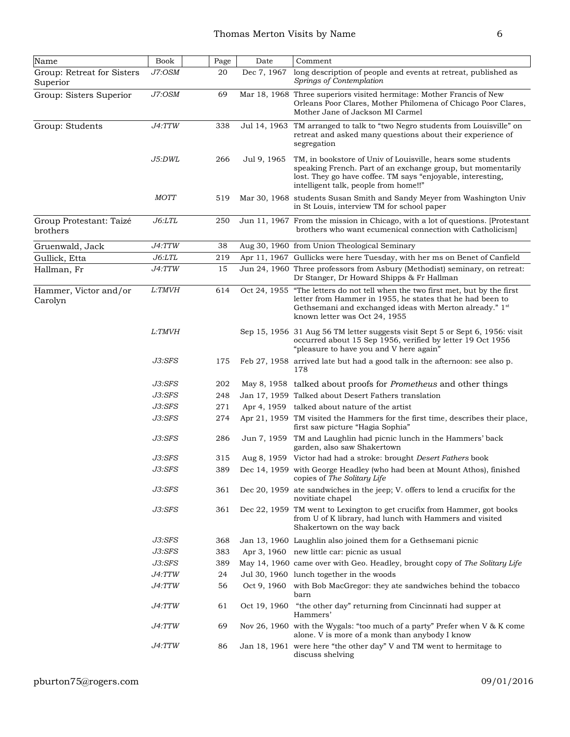| Name | Book | | Page | Date | Comment |
|---|---|---|---|---|---|
| Group: Retreat for Sisters Superior | *J7:OSM* | | 20 | Dec 7, 1967 | long description of people and events at retreat, published as *Springs of Contemplation* |
| Group: Sisters Superior | *J7:OSM* | | 69 | Mar 18, 1968 | Three superiors visited hermitage: Mother Francis of New Orleans Poor Clares, Mother Philomena of Chicago Poor Clares, Mother Jane of Jackson MI Carmel |
| Group: Students | *J4:TTW* | | 338 | Jul 14, 1963 | TM arranged to talk to "two Negro students from Louisville" on retreat and asked many questions about their experience of segregation |
| | *J5:DWL* | | 266 | Jul 9, 1965 | TM, in bookstore of Univ of Louisville, hears some students speaking French. Part of an exchange group, but momentarily lost. They go have coffee. TM says "enjoyable, interesting, intelligent talk, people from home!!" |
| | *MOTT* | | 519 | Mar 30, 1968 | students Susan Smith and Sandy Meyer from Washington Univ in St Louis, interview TM for school paper |
| Group Protestant: Taizé brothers | *J6:LTL* | | 250 | Jun 11, 1967 | From the mission in Chicago, with a lot of questions. [Protestant brothers who want ecumenical connection with Catholicism] |
| Gruenwald, Jack | *J4:TTW* | | 38 | Aug 30, 1960 | from Union Theological Seminary |
| Gullick, Etta | *J6:LTL* | | 219 | Apr 11, 1967 | Gullicks were here Tuesday, with her ms on Benet of Canfield |
| Hallman, Fr | *J4:TTW* | | 15 | Jun 24, 1960 | Three professors from Asbury (Methodist) seminary, on retreat: Dr Stanger, Dr Howard Shipps & Fr Hallman |
| Hammer, Victor and/or Carolyn | *L:TMVH* | | 614 | Oct 24, 1955 | "The letters do not tell when the two first met, but by the first letter from Hammer in 1955, he states that he had been to Gethsemani and exchanged ideas with Merton already." 1st known letter was Oct 24, 1955 |
| | *L:TMVH* | | | Sep 15, 1956 | 31 Aug 56 TM letter suggests visit Sept 5 or Sept 6, 1956: visit occurred about 15 Sep 1956, verified by letter 19 Oct 1956 "pleasure to have you and V here again" |
| | *J3:SFS* | | 175 | Feb 27, 1958 | arrived late but had a good talk in the afternoon: see also p. 178 |
| | *J3:SFS* | | 202 | May 8, 1958 | talked about proofs for *Prometheus* and other things |
| | *J3:SFS* | | 248 | Jan 17, 1959 | Talked about Desert Fathers translation |
| | *J3:SFS* | | 271 | Apr 4, 1959 | talked about nature of the artist |
| | *J3:SFS* | | 274 | Apr 21, 1959 | TM visited the Hammers for the first time, describes their place, first saw picture "Hagia Sophia" |
| | *J3:SFS* | | 286 | Jun 7, 1959 | TM and Laughlin had picnic lunch in the Hammers' back garden, also saw Shakertown |
| | *J3:SFS* | | 315 | Aug 8, 1959 | Victor had had a stroke: brought *Desert Fathers* book |
| | *J3:SFS* | | 389 | Dec 14, 1959 | with George Headley (who had been at Mount Athos), finished copies of *The Solitary Life* |
| | *J3:SFS* | | 361 | Dec 20, 1959 | ate sandwiches in the jeep; V. offers to lend a crucifix for the novitiate chapel |
| | *J3:SFS* | | 361 | Dec 22, 1959 | TM went to Lexington to get crucifix from Hammer, got books from U of K library, had lunch with Hammers and visited Shakertown on the way back |
| | *J3:SFS* | | 368 | Jan 13, 1960 | Laughlin also joined them for a Gethsemani picnic |
| | *J3:SFS* | | 383 | Apr 3, 1960 | new little car: picnic as usual |
| | *J3:SFS* | | 389 | May 14, 1960 | came over with Geo. Headley, brought copy of *The Solitary Life* |
| | *J4:TTW* | | 24 | Jul 30, 1960 | lunch together in the woods |
| | *J4:TTW* | | 56 | Oct 9, 1960 | with Bob MacGregor: they ate sandwiches behind the tobacco barn |
| | *J4:TTW* | | 61 | Oct 19, 1960 | "the other day" returning from Cincinnati had supper at Hammers' |
| | *J4:TTW* | | 69 | Nov 26, 1960 | with the Wygals: "too much of a party" Prefer when V & K come alone. V is more of a monk than anybody I know |
| | *J4:TTW* | | 86 | Jan 18, 1961 | were here "the other day" V and TM went to hermitage to discuss shelving |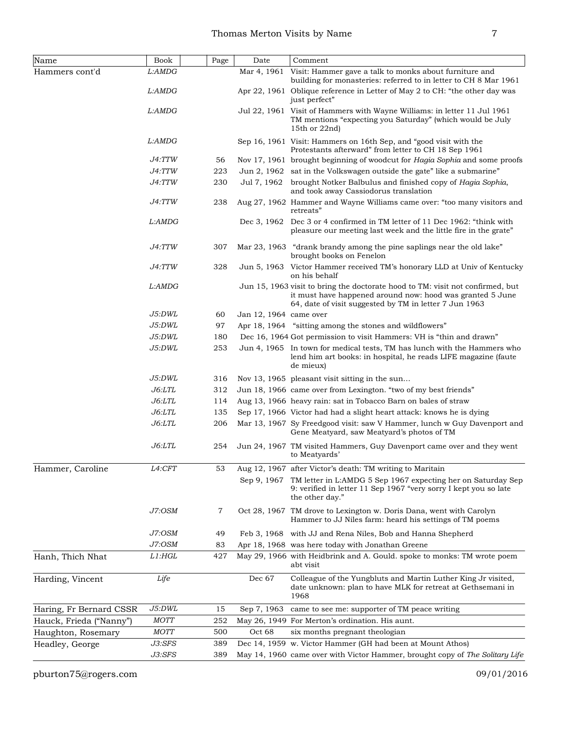| Name | Book | | Page | Date | Comment |
|---|---|---|---|---|---|
| Hammers cont'd | *L:AMDG* | | | Mar 4, 1961 | Visit: Hammer gave a talk to monks about furniture and building for monasteries: referred to in letter to CH 8 Mar 1961 |
| | *L:AMDG* | | | Apr 22, 1961 | Oblique reference in Letter of May 2 to CH: "the other day was just perfect" |
| | *L:AMDG* | | | Jul 22, 1961 | Visit of Hammers with Wayne Williams: in letter 11 Jul 1961 TM mentions "expecting you Saturday" (which would be July 15th or 22nd) |
| | *L:AMDG* | | | Sep 16, 1961 | Visit: Hammers on 16th Sep, and "good visit with the Protestants afterward" from letter to CH 18 Sep 1961 |
| | *J4:TTW* | | 56 | Nov 17, 1961 | brought beginning of woodcut for *Hagia Sophia* and some proofs |
| | *J4:TTW* | | 223 | Jun 2, 1962 | sat in the Volkswagen outside the gate" like a submarine" |
| | *J4:TTW* | | 230 | Jul 7, 1962 | brought Notker Balbulus and finished copy of *Hagia Sophia*, and took away Cassiodorus translation |
| | *J4:TTW* | | 238 | Aug 27, 1962 | Hammer and Wayne Williams came over: "too many visitors and retreats" |
| | *L:AMDG* | | | Dec 3, 1962 | Dec 3 or 4 confirmed in TM letter of 11 Dec 1962: "think with pleasure our meeting last week and the little fire in the grate" |
| | *J4:TTW* | | 307 | Mar 23, 1963 | "drank brandy among the pine saplings near the old lake" brought books on Fenelon |
| | *J4:TTW* | | 328 | Jun 5, 1963 | Victor Hammer received TM's honorary LLD at Univ of Kentucky on his behalf |
| | *L:AMDG* | | | Jun 15, 1963 | visit to bring the doctorate hood to TM: visit not confirmed, but it must have happened around now: hood was granted 5 June 64, date of visit suggested by TM in letter 7 Jun 1963 |
| | *J5:DWL* | | 60 | Jan 12, 1964 | came over |
| | *J5:DWL* | | 97 | Apr 18, 1964 | "sitting among the stones and wildflowers" |
| | *J5:DWL* | | 180 | Dec 16, 1964 | Got permission to visit Hammers: VH is "thin and drawn" |
| | *J5:DWL* | | 253 | Jun 4, 1965 | In town for medical tests, TM has lunch with the Hammers who lend him art books: in hospital, he reads LIFE magazine (faute de mieux) |
| | *J5:DWL* | | 316 | Nov 13, 1965 | pleasant visit sitting in the sun… |
| | *J6:LTL* | | 312 | Jun 18, 1966 | came over from Lexington. "two of my best friends" |
| | *J6:LTL* | | 114 | Aug 13, 1966 | heavy rain: sat in Tobacco Barn on bales of straw |
| | *J6:LTL* | | 135 | Sep 17, 1966 | Victor had had a slight heart attack: knows he is dying |
| | *J6:LTL* | | 206 | Mar 13, 1967 | Sy Freedgood visit: saw V Hammer, lunch w Guy Davenport and Gene Meatyard, saw Meatyard's photos of TM |
| | *J6:LTL* | | 254 | Jun 24, 1967 | TM visited Hammers, Guy Davenport came over and they went to Meatyards' |
| Hammer, Caroline | *L4:CFT* | | 53 | Aug 12, 1967 | after Victor's death: TM writing to Maritain |
| | | | | Sep 9, 1967 | TM letter in L:AMDG 5 Sep 1967 expecting her on Saturday Sep 9: verified in letter 11 Sep 1967 "very sorry I kept you so late the other day." |
| | *J7:OSM* | | 7 | Oct 28, 1967 | TM drove to Lexington w. Doris Dana, went with Carolyn Hammer to JJ Niles farm: heard his settings of TM poems |
| | *J7:OSM* | | 49 | Feb 3, 1968 | with JJ and Rena Niles, Bob and Hanna Shepherd |
| | *J7:OSM* | | 83 | Apr 18, 1968 | was here today with Jonathan Greene |
| Hanh, Thich Nhat | *L1:HGL* | | 427 | May 29, 1966 | with Heidbrink and A. Gould. spoke to monks: TM wrote poem abt visit |
| Harding, Vincent | *Life* | | | Dec 67 | Colleague of the Yungbluts and Martin Luther King Jr visited, date unknown: plan to have MLK for retreat at Gethsemani in 1968 |
| Haring, Fr Bernard CSSR | *J5:DWL* | | 15 | Sep 7, 1963 | came to see me: supporter of TM peace writing |
| Hauck, Frieda ("Nanny") | *MOTT* | | 252 | May 26, 1949 | For Merton's ordination. His aunt. |
| Haughton, Rosemary | *MOTT* | | 500 | Oct 68 | six months pregnant theologian |
| Headley, George | *J3:SFS* | | 389 | Dec 14, 1959 | w. Victor Hammer (GH had been at Mount Athos) |
| | *J3:SFS* | | 389 | May 14, 1960 | came over with Victor Hammer, brought copy of *The Solitary Life* |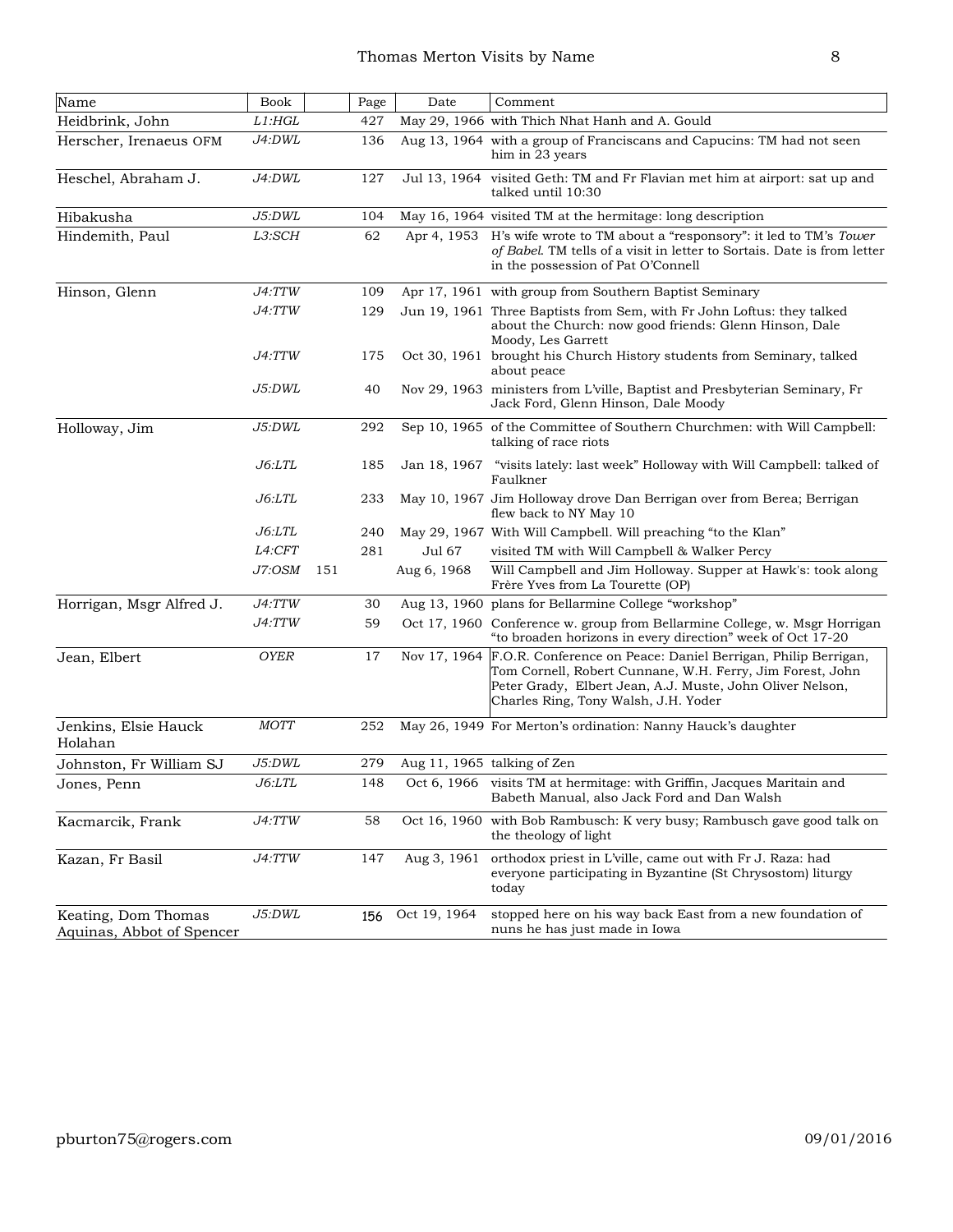| Name | Book | | Page | Date | Comment |
|---|---|---|---|---|---|
| Heidbrink, John | *L1:HGL* | | 427 | May 29, 1966 | with Thich Nhat Hanh and A. Gould |
| Herscher, Irenaeus OFM | *J4:DWL* | | 136 | Aug 13, 1964 | with a group of Franciscans and Capucins: TM had not seen him in 23 years |
| Heschel, Abraham J. | *J4:DWL* | | 127 | Jul 13, 1964 | visited Geth: TM and Fr Flavian met him at airport: sat up and talked until 10:30 |
| Hibakusha | *J5:DWL* | | 104 | May 16, 1964 | visited TM at the hermitage: long description |
| Hindemith, Paul | *L3:SCH* | | 62 | Apr 4, 1953 | H's wife wrote to TM about a "responsory": it led to TM's *Tower of Babel*. TM tells of a visit in letter to Sortais. Date is from letter in the possession of Pat O'Connell |
| Hinson, Glenn | *J4:TTW* | | 109 | Apr 17, 1961 | with group from Southern Baptist Seminary |
| | *J4:TTW* | | 129 | Jun 19, 1961 | Three Baptists from Sem, with Fr John Loftus: they talked about the Church: now good friends: Glenn Hinson, Dale Moody, Les Garrett |
| | *J4:TTW* | | 175 | Oct 30, 1961 | brought his Church History students from Seminary, talked about peace |
| | *J5:DWL* | | 40 | Nov 29, 1963 | ministers from L'ville, Baptist and Presbyterian Seminary, Fr Jack Ford, Glenn Hinson, Dale Moody |
| Holloway, Jim | *J5:DWL* | | 292 | Sep 10, 1965 | of the Committee of Southern Churchmen: with Will Campbell: talking of race riots |
| | *J6:LTL* | | 185 | Jan 18, 1967 | "visits lately: last week" Holloway with Will Campbell: talked of Faulkner |
| | *J6:LTL* | | 233 | May 10, 1967 | Jim Holloway drove Dan Berrigan over from Berea; Berrigan flew back to NY May 10 |
| | *J6:LTL* | | 240 | May 29, 1967 | With Will Campbell. Will preaching "to the Klan" |
| | *L4:CFT* | | 281 | Jul 67 | visited TM with Will Campbell & Walker Percy |
| | *J7:OSM* | 151 | | Aug 6, 1968 | Will Campbell and Jim Holloway. Supper at Hawk's: took along Frère Yves from La Tourette (OP) |
| Horrigan, Msgr Alfred J. | *J4:TTW* | | 30 | Aug 13, 1960 | plans for Bellarmine College "workshop" |
| | *J4:TTW* | | 59 | Oct 17, 1960 | Conference w. group from Bellarmine College, w. Msgr Horrigan "to broaden horizons in every direction" week of Oct 17-20 |
| Jean, Elbert | *OYER* | | 17 | Nov 17, 1964 | F.O.R. Conference on Peace: Daniel Berrigan, Philip Berrigan, Tom Cornell, Robert Cunnane, W.H. Ferry, Jim Forest, John Peter Grady, Elbert Jean, A.J. Muste, John Oliver Nelson, Charles Ring, Tony Walsh, J.H. Yoder |
| Jenkins, Elsie Hauck Holahan | *MOTT* | | 252 | May 26, 1949 | For Merton's ordination: Nanny Hauck's daughter |
| Johnston, Fr William SJ | *J5:DWL* | | 279 | Aug 11, 1965 | talking of Zen |
| Jones, Penn | *J6:LTL* | | 148 | Oct 6, 1966 | visits TM at hermitage: with Griffin, Jacques Maritain and Babeth Manual, also Jack Ford and Dan Walsh |
| Kacmarcik, Frank | *J4:TTW* | | 58 | Oct 16, 1960 | with Bob Rambusch: K very busy; Rambusch gave good talk on the theology of light |
| Kazan, Fr Basil | *J4:TTW* | | 147 | Aug 3, 1961 | orthodox priest in L'ville, came out with Fr J. Raza: had everyone participating in Byzantine (St Chrysostom) liturgy today |
| Keating, Dom Thomas Aquinas, Abbot of Spencer | *J5:DWL* | | 156 | Oct 19, 1964 | stopped here on his way back East from a new foundation of nuns he has just made in Iowa |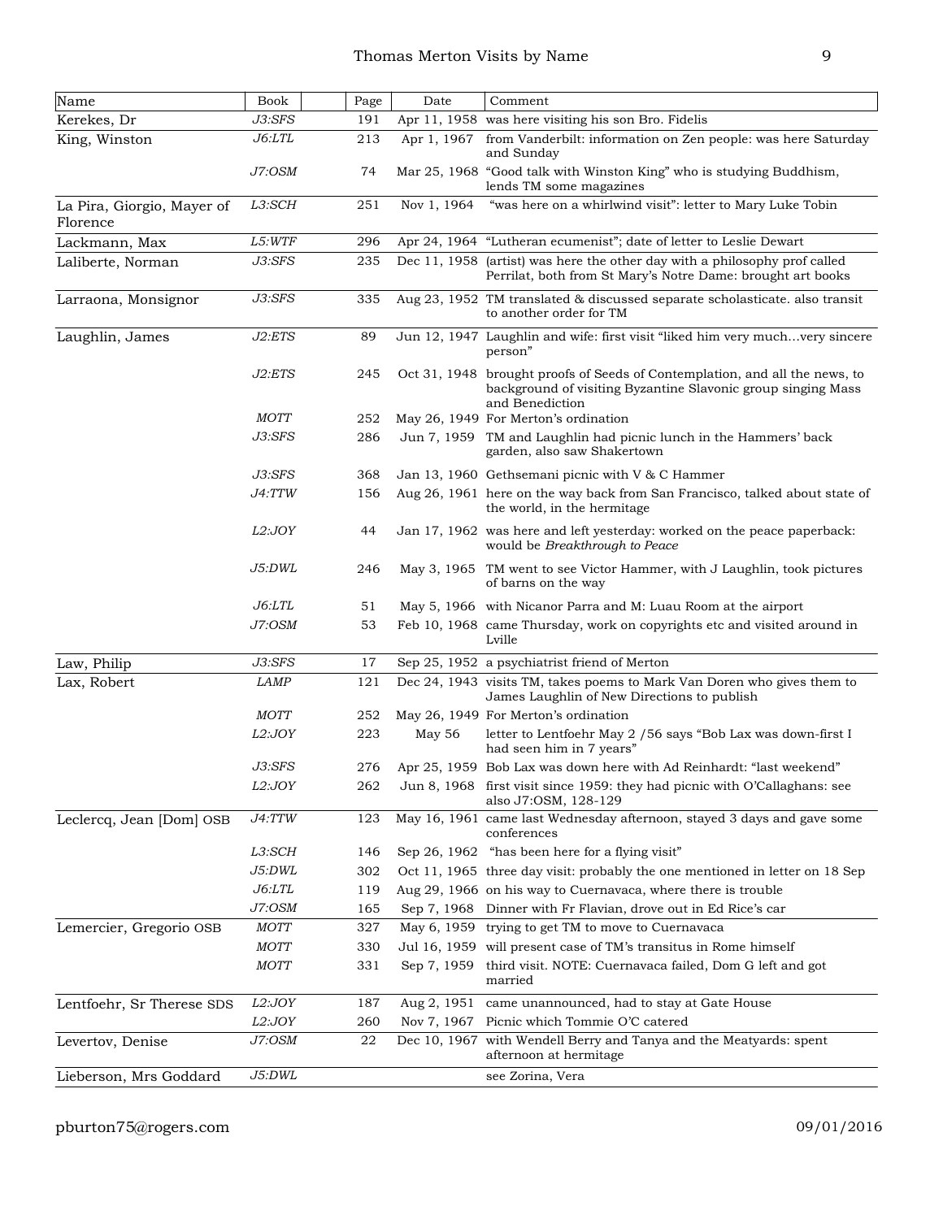| Name | Book | Page | Date | Comment |
|---|---|---|---|---|
| Kerekes, Dr | *J3:SFS* | 191 | Apr 11, 1958 | was here visiting his son Bro. Fidelis |
| King, Winston | *J6:LTL* | 213 | Apr 1, 1967 | from Vanderbilt: information on Zen people: was here Saturday and Sunday |
| | *J7:OSM* | 74 | Mar 25, 1968 | "Good talk with Winston King" who is studying Buddhism, lends TM some magazines |
| La Pira, Giorgio, Mayer of Florence | *L3:SCH* | 251 | Nov 1, 1964 | "was here on a whirlwind visit": letter to Mary Luke Tobin |
| Lackmann, Max | *L5:WTF* | 296 | Apr 24, 1964 | "Lutheran ecumenist"; date of letter to Leslie Dewart |
| Laliberte, Norman | *J3:SFS* | 235 | Dec 11, 1958 | (artist) was here the other day with a philosophy prof called Perrilat, both from St Mary's Notre Dame: brought art books |
| Larraona, Monsignor | *J3:SFS* | 335 | Aug 23, 1952 | TM translated & discussed separate scholasticate. also transit to another order for TM |
| Laughlin, James | *J2:ETS* | 89 | Jun 12, 1947 | Laughlin and wife: first visit "liked him very much…very sincere person" |
| | *J2:ETS* | 245 | Oct 31, 1948 | brought proofs of Seeds of Contemplation, and all the news, to background of visiting Byzantine Slavonic group singing Mass and Benediction |
| | *MOTT* | 252 | May 26, 1949 | For Merton's ordination |
| | *J3:SFS* | 286 | Jun 7, 1959 | TM and Laughlin had picnic lunch in the Hammers' back garden, also saw Shakertown |
| | *J3:SFS* | 368 | Jan 13, 1960 | Gethsemani picnic with V & C Hammer |
| | *J4:TTW* | 156 | Aug 26, 1961 | here on the way back from San Francisco, talked about state of the world, in the hermitage |
| | *L2:JOY* | 44 | Jan 17, 1962 | was here and left yesterday: worked on the peace paperback: would be *Breakthrough to Peace* |
| | *J5:DWL* | 246 | May 3, 1965 | TM went to see Victor Hammer, with J Laughlin, took pictures of barns on the way |
| | *J6:LTL* | 51 | May 5, 1966 | with Nicanor Parra and M: Luau Room at the airport |
| | *J7:OSM* | 53 | Feb 10, 1968 | came Thursday, work on copyrights etc and visited around in Lville |
| Law, Philip | *J3:SFS* | 17 | Sep 25, 1952 | a psychiatrist friend of Merton |
| Lax, Robert | *LAMP* | 121 | Dec 24, 1943 | visits TM, takes poems to Mark Van Doren who gives them to James Laughlin of New Directions to publish |
| | *MOTT* | 252 | May 26, 1949 | For Merton's ordination |
| | *L2:JOY* | 223 | May 56 | letter to Lentfoehr May 2 /56 says "Bob Lax was down-first I had seen him in 7 years" |
| | *J3:SFS* | 276 | Apr 25, 1959 | Bob Lax was down here with Ad Reinhardt: "last weekend" |
| | *L2:JOY* | 262 | Jun 8, 1968 | first visit since 1959: they had picnic with O'Callaghans: see also J7:OSM, 128-129 |
| Leclercq, Jean [Dom] OSB | *J4:TTW* | 123 | May 16, 1961 | came last Wednesday afternoon, stayed 3 days and gave some conferences |
| | *L3:SCH* | 146 | Sep 26, 1962 | "has been here for a flying visit" |
| | *J5:DWL* | 302 | Oct 11, 1965 | three day visit: probably the one mentioned in letter on 18 Sep |
| | *J6:LTL* | 119 | Aug 29, 1966 | on his way to Cuernavaca, where there is trouble |
| | *J7:OSM* | 165 | Sep 7, 1968 | Dinner with Fr Flavian, drove out in Ed Rice's car |
| Lemercier, Gregorio OSB | *MOTT* | 327 | May 6, 1959 | trying to get TM to move to Cuernavaca |
| | *MOTT* | 330 | Jul 16, 1959 | will present case of TM's transitus in Rome himself |
| | *MOTT* | 331 | Sep 7, 1959 | third visit. NOTE: Cuernavaca failed, Dom G left and got married |
| Lentfoehr, Sr Therese SDS | *L2:JOY* | 187 | Aug 2, 1951 | came unannounced, had to stay at Gate House |
| | *L2:JOY* | 260 | Nov 7, 1967 | Picnic which Tommie O'C catered |
| Levertov, Denise | *J7:OSM* | 22 | Dec 10, 1967 | with Wendell Berry and Tanya and the Meatyards: spent afternoon at hermitage |
| Lieberson, Mrs Goddard | *J5:DWL* | | | see Zorina, Vera |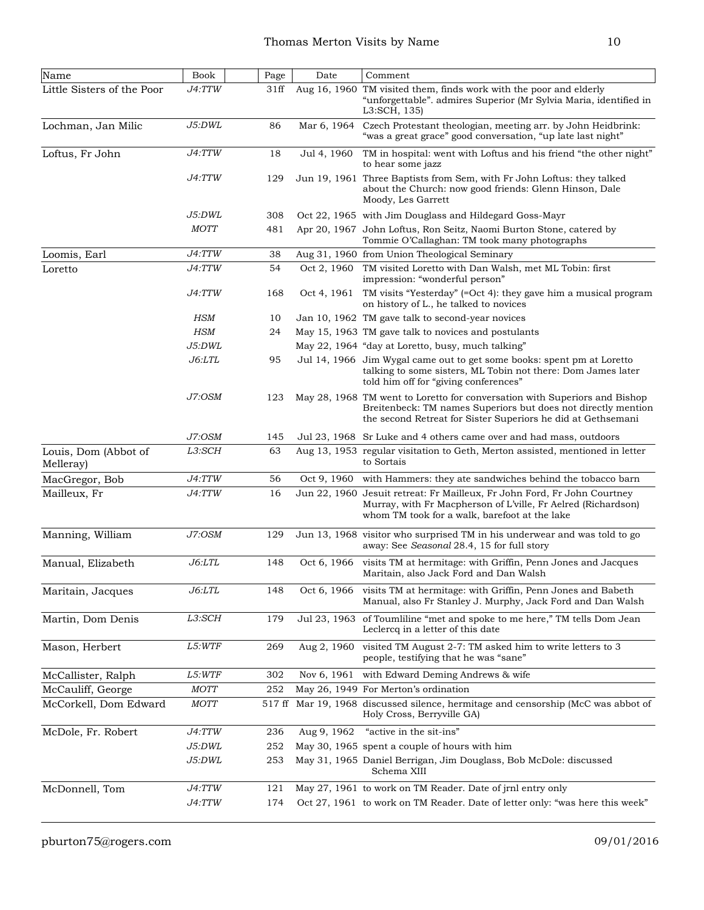| Name | Book | Page | Date | Comment |
|---|---|---|---|---|
| Little Sisters of the Poor | *J4:TTW* | 31ff | Aug 16, 1960 | TM visited them, finds work with the poor and elderly “unforgettable”. admires Superior (Mr Sylvia Maria, identified in L3:SCH, 135) |
| Lochman, Jan Milic | *J5:DWL* | 86 | Mar 6, 1964 | Czech Protestant theologian, meeting arr. by John Heidbrink: “was a great grace” good conversation, “up late last night” |
| Loftus, Fr John | *J4:TTW* | 18 | Jul 4, 1960 | TM in hospital: went with Loftus and his friend “the other night” to hear some jazz |
| | *J4:TTW* | 129 | Jun 19, 1961 | Three Baptists from Sem, with Fr John Loftus: they talked about the Church: now good friends: Glenn Hinson, Dale Moody, Les Garrett |
| | *J5:DWL* | 308 | Oct 22, 1965 | with Jim Douglass and Hildegard Goss-Mayr |
| | *MOTT* | 481 | Apr 20, 1967 | John Loftus, Ron Seitz, Naomi Burton Stone, catered by Tommie O’Callaghan: TM took many photographs |
| Loomis, Earl | *J4:TTW* | 38 | Aug 31, 1960 | from Union Theological Seminary |
| Loretto | *J4:TTW* | 54 | Oct 2, 1960 | TM visited Loretto with Dan Walsh, met ML Tobin: first impression: “wonderful person” |
| | *J4:TTW* | 168 | Oct 4, 1961 | TM visits “Yesterday” (=Oct 4): they gave him a musical program on history of L., he talked to novices |
| | *HSM* | 10 | Jan 10, 1962 | TM gave talk to second-year novices |
| | *HSM* | 24 | May 15, 1963 | TM gave talk to novices and postulants |
| | *J5:DWL* | | May 22, 1964 | “day at Loretto, busy, much talking” |
| | *J6:LTL* | 95 | Jul 14, 1966 | Jim Wygal came out to get some books: spent pm at Loretto talking to some sisters, ML Tobin not there: Dom James later told him off for “giving conferences” |
| | *J7:OSM* | 123 | May 28, 1968 | TM went to Loretto for conversation with Superiors and Bishop Breitenbeck: TM names Superiors but does not directly mention the second Retreat for Sister Superiors he did at Gethsemani |
| | *J7:OSM* | 145 | Jul 23, 1968 | Sr Luke and 4 others came over and had mass, outdoors |
| Louis, Dom (Abbot of Melleray) | *L3:SCH* | 63 | Aug 13, 1953 | regular visitation to Geth, Merton assisted, mentioned in letter to Sortais |
| MacGregor, Bob | *J4:TTW* | 56 | Oct 9, 1960 | with Hammers: they ate sandwiches behind the tobacco barn |
| Mailleux, Fr | *J4:TTW* | 16 | Jun 22, 1960 | Jesuit retreat: Fr Mailleux, Fr John Ford, Fr John Courtney Murray, with Fr Macpherson of L’ville, Fr Aelred (Richardson) whom TM took for a walk, barefoot at the lake |
| Manning, William | *J7:OSM* | 129 | Jun 13, 1968 | visitor who surprised TM in his underwear and was told to go away: See *Seasonal* 28.4, 15 for full story |
| Manual, Elizabeth | *J6:LTL* | 148 | Oct 6, 1966 | visits TM at hermitage: with Griffin, Penn Jones and Jacques Maritain, also Jack Ford and Dan Walsh |
| Maritain, Jacques | *J6:LTL* | 148 | Oct 6, 1966 | visits TM at hermitage: with Griffin, Penn Jones and Babeth Manual, also Fr Stanley J. Murphy, Jack Ford and Dan Walsh |
| Martin, Dom Denis | *L3:SCH* | 179 | Jul 23, 1963 | of Toumliline “met and spoke to me here,” TM tells Dom Jean Leclercq in a letter of this date |
| Mason, Herbert | *L5:WTF* | 269 | Aug 2, 1960 | visited TM August 2-7: TM asked him to write letters to 3 people, testifying that he was “sane” |
| McCallister, Ralph | *L5:WTF* | 302 | Nov 6, 1961 | with Edward Deming Andrews & wife |
| McCauliff, George | *MOTT* | 252 | May 26, 1949 | For Merton’s ordination |
| McCorkell, Dom Edward | *MOTT* | 517 ff | Mar 19, 1968 | discussed silence, hermitage and censorship (McC was abbot of Holy Cross, Berryville GA) |
| McDole, Fr. Robert | *J4:TTW* | 236 | Aug 9, 1962 | “active in the sit-ins” |
| | *J5:DWL* | 252 | May 30, 1965 | spent a couple of hours with him |
| | *J5:DWL* | 253 | May 31, 1965 | Daniel Berrigan, Jim Douglass, Bob McDole: discussed Schema XIII |
| McDonnell, Tom | *J4:TTW* | 121 | May 27, 1961 | to work on TM Reader. Date of jrnl entry only |
| | *J4:TTW* | 174 | Oct 27, 1961 | to work on TM Reader. Date of letter only: “was here this week” |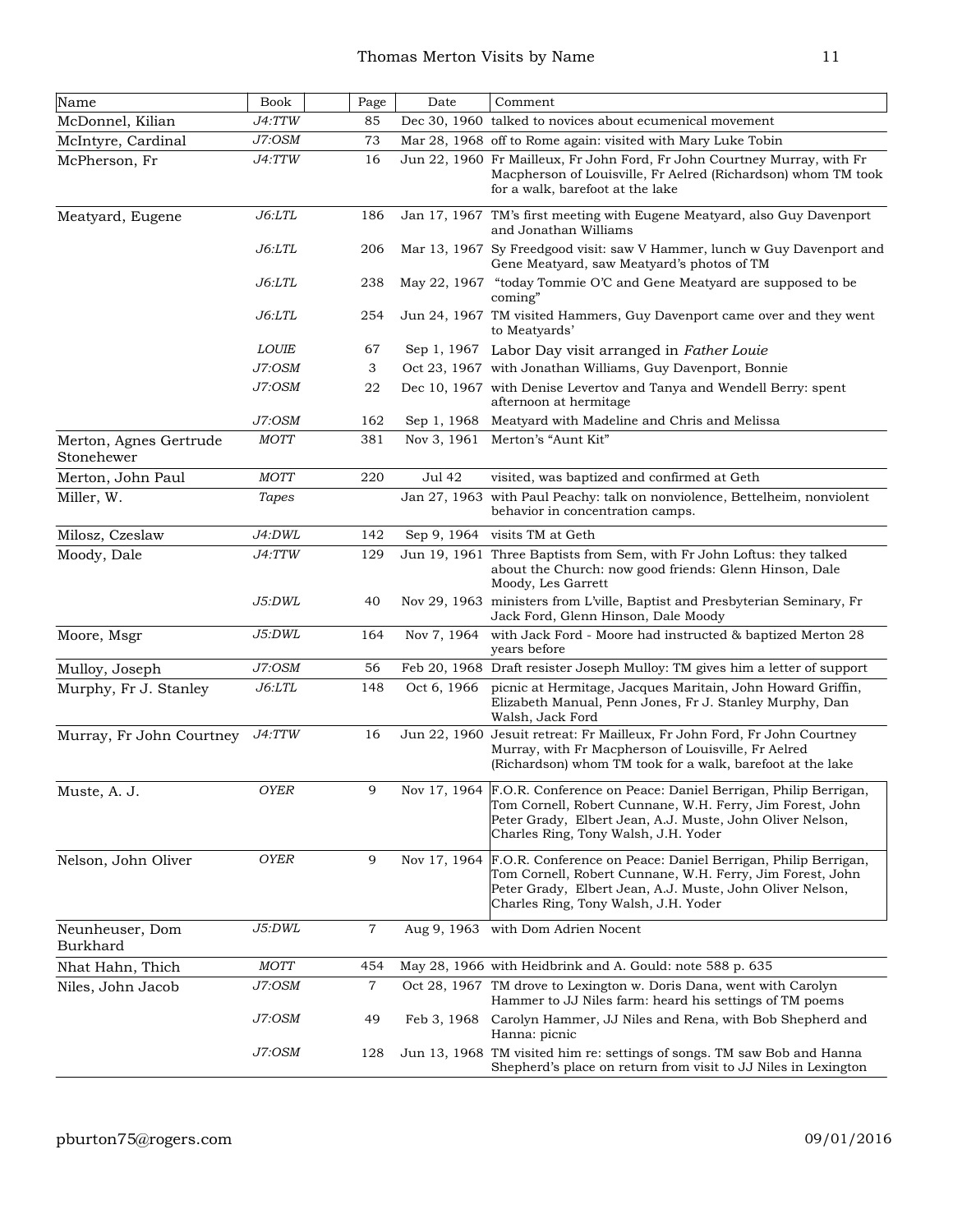| Name | Book | Page | Date | Comment |
|---|---|---|---|---|
| McDonnel, Kilian | *J4:TTW* | 85 | Dec 30, 1960 | talked to novices about ecumenical movement |
| McIntyre, Cardinal | *J7:OSM* | 73 | Mar 28, 1968 | off to Rome again: visited with Mary Luke Tobin |
| McPherson, Fr | *J4:TTW* | 16 | Jun 22, 1960 | Fr Mailleux, Fr John Ford, Fr John Courtney Murray, with Fr Macpherson of Louisville, Fr Aelred (Richardson) whom TM took for a walk, barefoot at the lake |
| Meatyard, Eugene | *J6:LTL* | 186 | Jan 17, 1967 | TM's first meeting with Eugene Meatyard, also Guy Davenport and Jonathan Williams |
| | *J6:LTL* | 206 | Mar 13, 1967 | Sy Freedgood visit: saw V Hammer, lunch w Guy Davenport and Gene Meatyard, saw Meatyard's photos of TM |
| | *J6:LTL* | 238 | May 22, 1967 | "today Tommie O'C and Gene Meatyard are supposed to be coming" |
| | *J6:LTL* | 254 | Jun 24, 1967 | TM visited Hammers, Guy Davenport came over and they went to Meatyards' |
| | *LOUIE* | 67 | Sep 1, 1967 | Labor Day visit arranged in *Father Louie* |
| | *J7:OSM* | 3 | Oct 23, 1967 | with Jonathan Williams, Guy Davenport, Bonnie |
| | *J7:OSM* | 22 | Dec 10, 1967 | with Denise Levertov and Tanya and Wendell Berry: spent afternoon at hermitage |
| | *J7:OSM* | 162 | Sep 1, 1968 | Meatyard with Madeline and Chris and Melissa |
| Merton, Agnes Gertrude Stonehewer | *MOTT* | 381 | Nov 3, 1961 | Merton's "Aunt Kit" |
| Merton, John Paul | *MOTT* | 220 | Jul 42 | visited, was baptized and confirmed at Geth |
| Miller, W. | *Tapes* | | Jan 27, 1963 | with Paul Peachy: talk on nonviolence, Bettelheim, nonviolent behavior in concentration camps. |
| Milosz, Czeslaw | *J4:DWL* | 142 | Sep 9, 1964 | visits TM at Geth |
| Moody, Dale | *J4:TTW* | 129 | Jun 19, 1961 | Three Baptists from Sem, with Fr John Loftus: they talked about the Church: now good friends: Glenn Hinson, Dale Moody, Les Garrett |
| | *J5:DWL* | 40 | Nov 29, 1963 | ministers from L'ville, Baptist and Presbyterian Seminary, Fr Jack Ford, Glenn Hinson, Dale Moody |
| Moore, Msgr | *J5:DWL* | 164 | Nov 7, 1964 | with Jack Ford - Moore had instructed & baptized Merton 28 years before |
| Mulloy, Joseph | *J7:OSM* | 56 | Feb 20, 1968 | Draft resister Joseph Mulloy: TM gives him a letter of support |
| Murphy, Fr J. Stanley | *J6:LTL* | 148 | Oct 6, 1966 | picnic at Hermitage, Jacques Maritain, John Howard Griffin, Elizabeth Manual, Penn Jones, Fr J. Stanley Murphy, Dan Walsh, Jack Ford |
| Murray, Fr John Courtney | *J4:TTW* | 16 | Jun 22, 1960 | Jesuit retreat: Fr Mailleux, Fr John Ford, Fr John Courtney Murray, with Fr Macpherson of Louisville, Fr Aelred (Richardson) whom TM took for a walk, barefoot at the lake |
| Muste, A. J. | *OYER* | 9 | Nov 17, 1964 | F.O.R. Conference on Peace: Daniel Berrigan, Philip Berrigan, Tom Cornell, Robert Cunnane, W.H. Ferry, Jim Forest, John Peter Grady, Elbert Jean, A.J. Muste, John Oliver Nelson, Charles Ring, Tony Walsh, J.H. Yoder |
| Nelson, John Oliver | *OYER* | 9 | Nov 17, 1964 | F.O.R. Conference on Peace: Daniel Berrigan, Philip Berrigan, Tom Cornell, Robert Cunnane, W.H. Ferry, Jim Forest, John Peter Grady, Elbert Jean, A.J. Muste, John Oliver Nelson, Charles Ring, Tony Walsh, J.H. Yoder |
| Neunheuser, Dom Burkhard | *J5:DWL* | 7 | Aug 9, 1963 | with Dom Adrien Nocent |
| Nhat Hahn, Thich | *MOTT* | 454 | May 28, 1966 | with Heidbrink and A. Gould: note 588 p. 635 |
| Niles, John Jacob | *J7:OSM* | 7 | Oct 28, 1967 | TM drove to Lexington w. Doris Dana, went with Carolyn Hammer to JJ Niles farm: heard his settings of TM poems |
| | *J7:OSM* | 49 | Feb 3, 1968 | Carolyn Hammer, JJ Niles and Rena, with Bob Shepherd and Hanna: picnic |
| | *J7:OSM* | 128 | Jun 13, 1968 | TM visited him re: settings of songs. TM saw Bob and Hanna Shepherd's place on return from visit to JJ Niles in Lexington |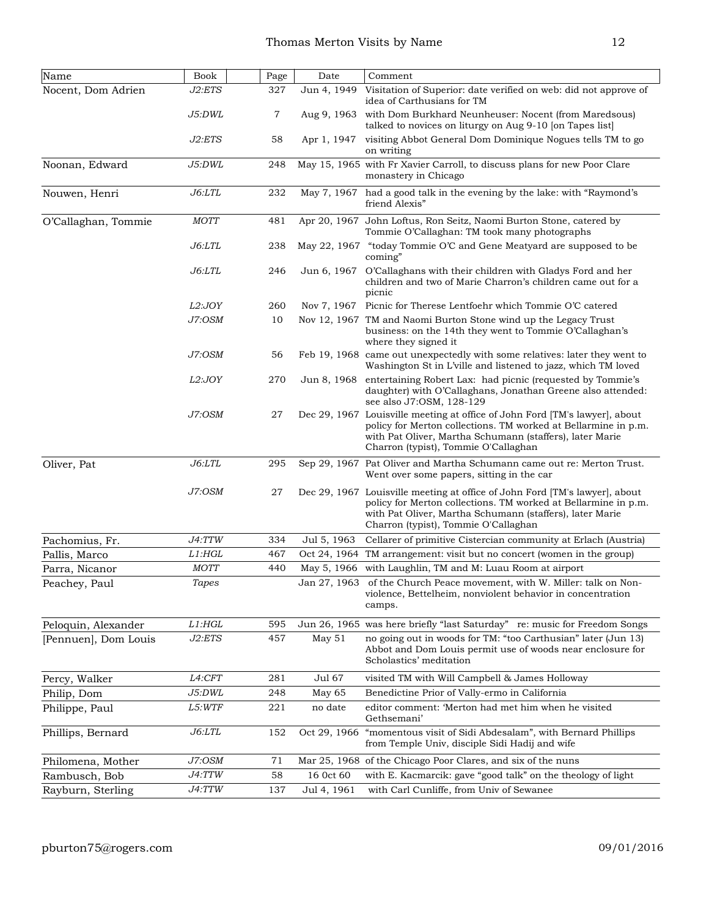| Name | Book | | Page | Date | Comment |
|---|---|---|---|---|---|
| Nocent, Dom Adrien | J2:ETS | | 327 | Jun 4, 1949 | Visitation of Superior: date verified on web: did not approve of idea of Carthusians for TM |
| | J5:DWL | | 7 | Aug 9, 1963 | with Dom Burkhard Neunheuser: Nocent (from Maredsous) talked to novices on liturgy on Aug 9-10 [on Tapes list] |
| | J2:ETS | | 58 | Apr 1, 1947 | visiting Abbot General Dom Dominique Nogues tells TM to go on writing |
| Noonan, Edward | J5:DWL | | 248 | May 15, 1965 | with Fr Xavier Carroll, to discuss plans for new Poor Clare monastery in Chicago |
| Nouwen, Henri | J6:LTL | | 232 | May 7, 1967 | had a good talk in the evening by the lake: with "Raymond's friend Alexis" |
| O'Callaghan, Tommie | MOTT | | 481 | Apr 20, 1967 | John Loftus, Ron Seitz, Naomi Burton Stone, catered by Tommie O'Callaghan: TM took many photographs |
| | J6:LTL | | 238 | May 22, 1967 | "today Tommie O'C and Gene Meatyard are supposed to be coming" |
| | J6:LTL | | 246 | Jun 6, 1967 | O'Callaghans with their children with Gladys Ford and her children and two of Marie Charron's children came out for a picnic |
| | L2:JOY | | 260 | Nov 7, 1967 | Picnic for Therese Lentfoehr which Tommie O'C catered |
| | J7:OSM | | 10 | Nov 12, 1967 | TM and Naomi Burton Stone wind up the Legacy Trust business: on the 14th they went to Tommie O'Callaghan's where they signed it |
| | J7:OSM | | 56 | Feb 19, 1968 | came out unexpectedly with some relatives: later they went to Washington St in L'ville and listened to jazz, which TM loved |
| | L2:JOY | | 270 | Jun 8, 1968 | entertaining Robert Lax: had picnic (requested by Tommie's daughter) with O'Callaghans, Jonathan Greene also attended: see also J7:OSM, 128-129 |
| | J7:OSM | | 27 | Dec 29, 1967 | Louisville meeting at office of John Ford [TM's lawyer], about policy for Merton collections. TM worked at Bellarmine in p.m. with Pat Oliver, Martha Schumann (staffers), later Marie Charron (typist), Tommie O'Callaghan |
| Oliver, Pat | J6:LTL | | 295 | Sep 29, 1967 | Pat Oliver and Martha Schumann came out re: Merton Trust. Went over some papers, sitting in the car |
| | J7:OSM | | 27 | Dec 29, 1967 | Louisville meeting at office of John Ford [TM's lawyer], about policy for Merton collections. TM worked at Bellarmine in p.m. with Pat Oliver, Martha Schumann (staffers), later Marie Charron (typist), Tommie O'Callaghan |
| Pachomius, Fr. | J4:TTW | | 334 | Jul 5, 1963 | Cellarer of primitive Cistercian community at Erlach (Austria) |
| Pallis, Marco | L1:HGL | | 467 | Oct 24, 1964 | TM arrangement: visit but no concert (women in the group) |
| Parra, Nicanor | MOTT | | 440 | May 5, 1966 | with Laughlin, TM and M: Luau Room at airport |
| Peachey, Paul | Tapes | | | Jan 27, 1963 | of the Church Peace movement, with W. Miller: talk on Non-violence, Bettelheim, nonviolent behavior in concentration camps. |
| Peloquin, Alexander | L1:HGL | | 595 | Jun 26, 1965 | was here briefly "last Saturday" re: music for Freedom Songs |
| [Pennuen], Dom Louis | J2:ETS | | 457 | May 51 | no going out in woods for TM: "too Carthusian" later (Jun 13) Abbot and Dom Louis permit use of woods near enclosure for Scholastics' meditation |
| Percy, Walker | L4:CFT | | 281 | Jul 67 | visited TM with Will Campbell & James Holloway |
| Philip, Dom | J5:DWL | | 248 | May 65 | Benedictine Prior of Vally-ermo in California |
| Philippe, Paul | L5:WTF | | 221 | no date | editor comment: 'Merton had met him when he visited Gethsemani' |
| Phillips, Bernard | J6:LTL | | 152 | Oct 29, 1966 | "momentous visit of Sidi Abdesalam", with Bernard Phillips from Temple Univ, disciple Sidi Hadij and wife |
| Philomena, Mother | J7:OSM | | 71 | Mar 25, 1968 | of the Chicago Poor Clares, and six of the nuns |
| Rambusch, Bob | J4:TTW | | 58 | 16 0ct 60 | with E. Kacmarcik: gave "good talk" on the theology of light |
| Rayburn, Sterling | J4:TTW | | 137 | Jul 4, 1961 | with Carl Cunliffe, from Univ of Sewanee |

pburton75@rogers.com 09/01/2016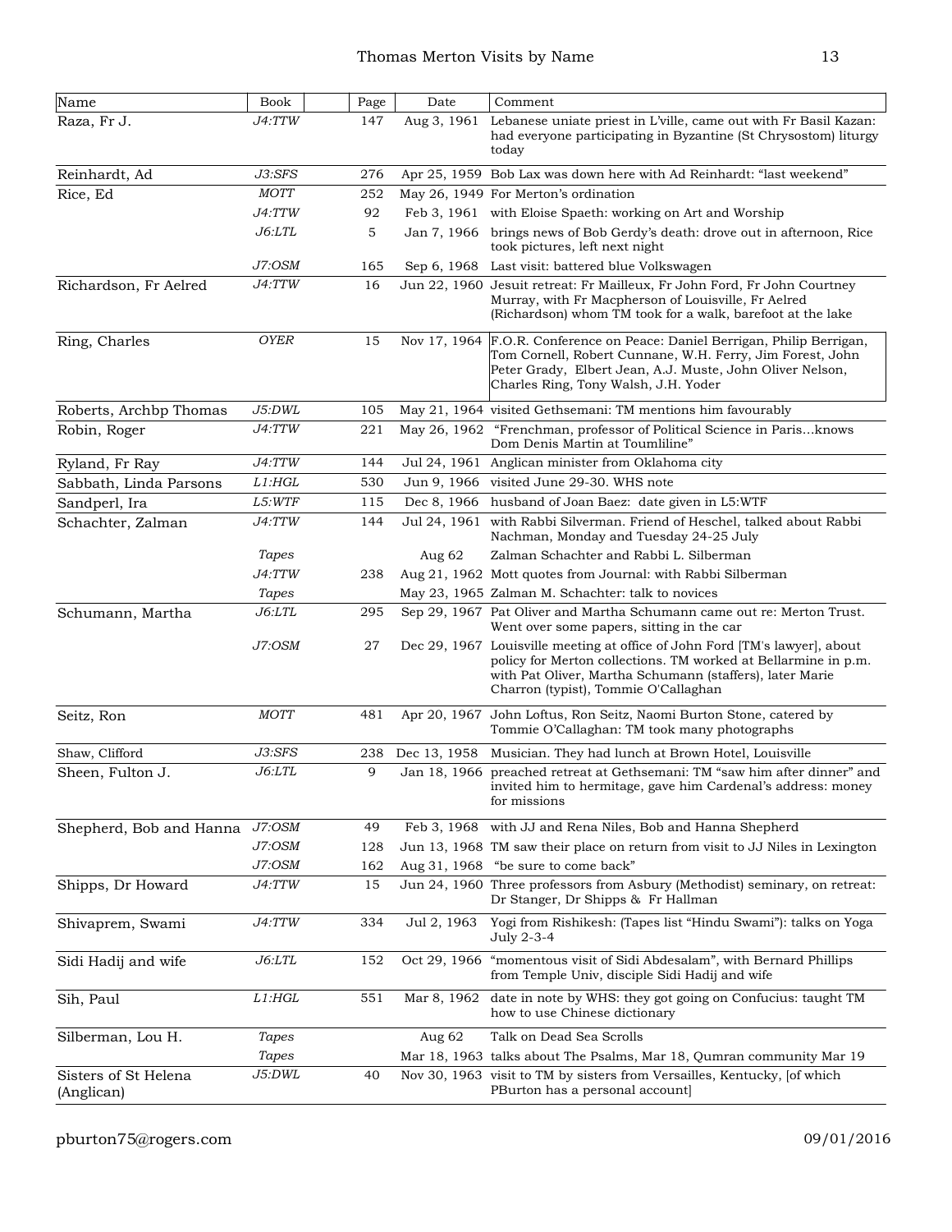| Name | Book | | Page | Date | Comment |
|---|---|---|---|---|---|
| Raza, Fr J. | *J4:TTW* | | 147 | Aug 3, 1961 | Lebanese uniate priest in L'ville, came out with Fr Basil Kazan: had everyone participating in Byzantine (St Chrysostom) liturgy today |
| Reinhardt, Ad | *J3:SFS* | | 276 | Apr 25, 1959 | Bob Lax was down here with Ad Reinhardt: "last weekend" |
| Rice, Ed | *MOTT* | | 252 | May 26, 1949 | For Merton's ordination |
| | *J4:TTW* | | 92 | Feb 3, 1961 | with Eloise Spaeth: working on Art and Worship |
| | *J6:LTL* | | 5 | Jan 7, 1966 | brings news of Bob Gerdy's death: drove out in afternoon, Rice took pictures, left next night |
| | *J7:OSM* | | 165 | Sep 6, 1968 | Last visit: battered blue Volkswagen |
| Richardson, Fr Aelred | *J4:TTW* | | 16 | Jun 22, 1960 | Jesuit retreat: Fr Mailleux, Fr John Ford, Fr John Courtney Murray, with Fr Macpherson of Louisville, Fr Aelred (Richardson) whom TM took for a walk, barefoot at the lake |
| Ring, Charles | *OYER* | | 15 | Nov 17, 1964 | F.O.R. Conference on Peace: Daniel Berrigan, Philip Berrigan, Tom Cornell, Robert Cunnane, W.H. Ferry, Jim Forest, John Peter Grady, Elbert Jean, A.J. Muste, John Oliver Nelson, Charles Ring, Tony Walsh, J.H. Yoder |
| Roberts, Archbp Thomas | *J5:DWL* | | 105 | May 21, 1964 | visited Gethsemani: TM mentions him favourably |
| Robin, Roger | *J4:TTW* | | 221 | May 26, 1962 | "Frenchman, professor of Political Science in Paris…knows Dom Denis Martin at Toumliline" |
| Ryland, Fr Ray | *J4:TTW* | | 144 | Jul 24, 1961 | Anglican minister from Oklahoma city |
| Sabbath, Linda Parsons | *L1:HGL* | | 530 | Jun 9, 1966 | visited June 29-30. WHS note |
| Sandperl, Ira | *L5:WTF* | | 115 | Dec 8, 1966 | husband of Joan Baez: date given in L5:WTF |
| Schachter, Zalman | *J4:TTW* | | 144 | Jul 24, 1961 | with Rabbi Silverman. Friend of Heschel, talked about Rabbi Nachman, Monday and Tuesday 24-25 July |
| | *Tapes* | | | Aug 62 | Zalman Schachter and Rabbi L. Silberman |
| | *J4:TTW* | | 238 | Aug 21, 1962 | Mott quotes from Journal: with Rabbi Silberman |
| | *Tapes* | | | May 23, 1965 | Zalman M. Schachter: talk to novices |
| Schumann, Martha | *J6:LTL* | | 295 | Sep 29, 1967 | Pat Oliver and Martha Schumann came out re: Merton Trust. Went over some papers, sitting in the car |
| | *J7:OSM* | | 27 | Dec 29, 1967 | Louisville meeting at office of John Ford [TM's lawyer], about policy for Merton collections. TM worked at Bellarmine in p.m. with Pat Oliver, Martha Schumann (staffers), later Marie Charron (typist), Tommie O'Callaghan |
| Seitz, Ron | *MOTT* | | 481 | Apr 20, 1967 | John Loftus, Ron Seitz, Naomi Burton Stone, catered by Tommie O'Callaghan: TM took many photographs |
| Shaw, Clifford | *J3:SFS* | | 238 | Dec 13, 1958 | Musician. They had lunch at Brown Hotel, Louisville |
| Sheen, Fulton J. | *J6:LTL* | | 9 | Jan 18, 1966 | preached retreat at Gethsemani: TM "saw him after dinner" and invited him to hermitage, gave him Cardenal's address: money for missions |
| Shepherd, Bob and Hanna | *J7:OSM* | | 49 | Feb 3, 1968 | with JJ and Rena Niles, Bob and Hanna Shepherd |
| | *J7:OSM* | | 128 | Jun 13, 1968 | TM saw their place on return from visit to JJ Niles in Lexington |
| | *J7:OSM* | | 162 | Aug 31, 1968 | "be sure to come back" |
| Shipps, Dr Howard | *J4:TTW* | | 15 | Jun 24, 1960 | Three professors from Asbury (Methodist) seminary, on retreat: Dr Stanger, Dr Shipps & Fr Hallman |
| Shivaprem, Swami | *J4:TTW* | | 334 | Jul 2, 1963 | Yogi from Rishikesh: (Tapes list "Hindu Swami"): talks on Yoga July 2-3-4 |
| Sidi Hadij and wife | *J6:LTL* | | 152 | Oct 29, 1966 | "momentous visit of Sidi Abdesalam", with Bernard Phillips from Temple Univ, disciple Sidi Hadij and wife |
| Sih, Paul | *L1:HGL* | | 551 | Mar 8, 1962 | date in note by WHS: they got going on Confucius: taught TM how to use Chinese dictionary |
| Silberman, Lou H. | *Tapes* | | | Aug 62 | Talk on Dead Sea Scrolls |
| | *Tapes* | | | Mar 18, 1963 | talks about The Psalms, Mar 18, Qumran community Mar 19 |
| Sisters of St Helena (Anglican) | *J5:DWL* | | 40 | Nov 30, 1963 | visit to TM by sisters from Versailles, Kentucky, [of which PBurton has a personal account] |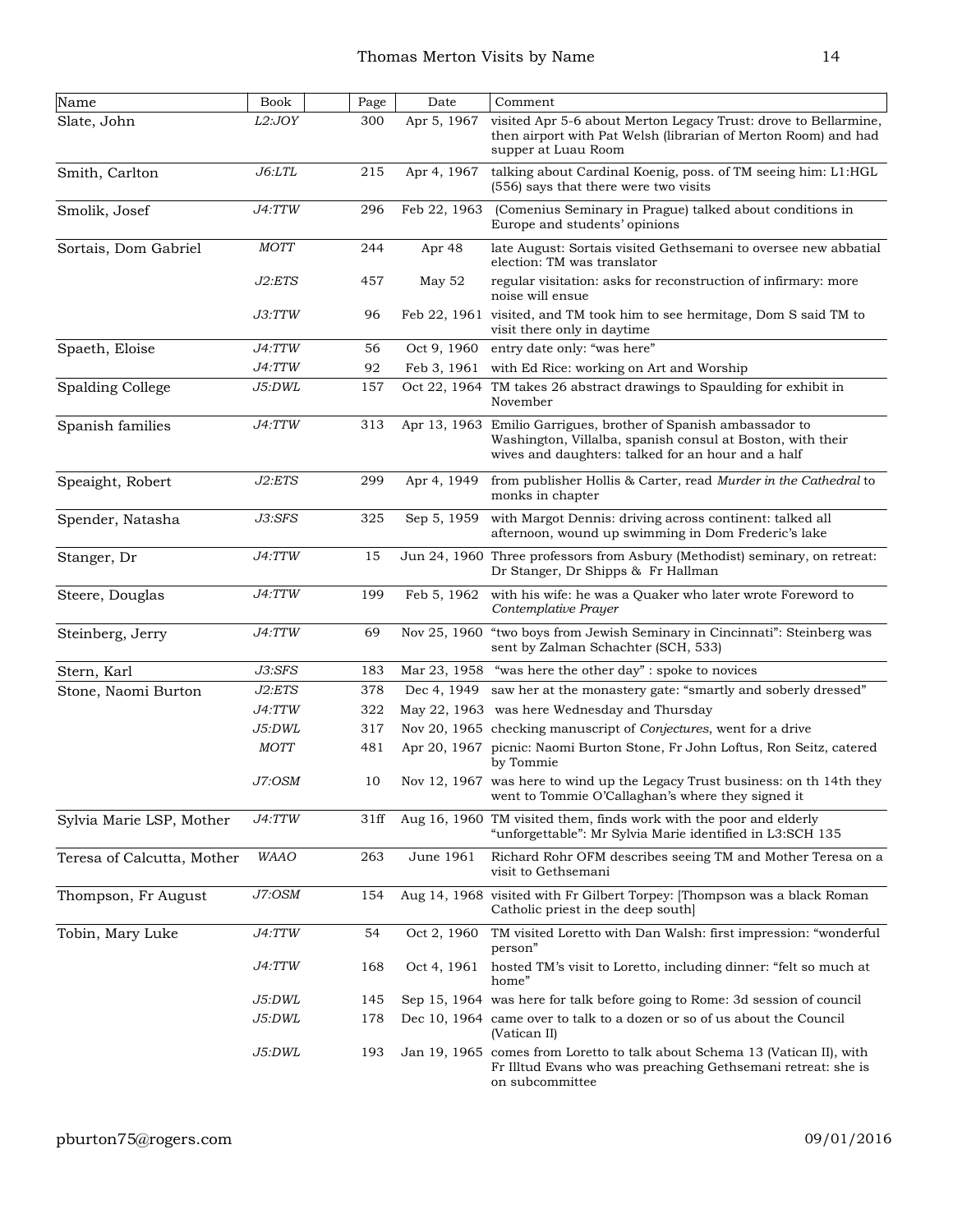| Name | Book | Page | Date | Comment |
|---|---|---|---|---|
| Slate, John | *L2:JOY* | 300 | Apr 5, 1967 | visited Apr 5-6 about Merton Legacy Trust: drove to Bellarmine, then airport with Pat Welsh (librarian of Merton Room) and had supper at Luau Room |
| Smith, Carlton | *J6:LTL* | 215 | Apr 4, 1967 | talking about Cardinal Koenig, poss. of TM seeing him: L1:HGL (556) says that there were two visits |
| Smolik, Josef | *J4:TTW* | 296 | Feb 22, 1963 | (Comenius Seminary in Prague) talked about conditions in Europe and students' opinions |
| Sortais, Dom Gabriel | *MOTT* | 244 | Apr 48 | late August: Sortais visited Gethsemani to oversee new abbatial election: TM was translator |
| | *J2:ETS* | 457 | May 52 | regular visitation: asks for reconstruction of infirmary: more noise will ensue |
| | *J3:TTW* | 96 | Feb 22, 1961 | visited, and TM took him to see hermitage, Dom S said TM to visit there only in daytime |
| Spaeth, Eloise | *J4:TTW* | 56 | Oct 9, 1960 | entry date only: "was here" |
| | *J4:TTW* | 92 | Feb 3, 1961 | with Ed Rice: working on Art and Worship |
| Spalding College | *J5:DWL* | 157 | Oct 22, 1964 | TM takes 26 abstract drawings to Spaulding for exhibit in November |
| Spanish families | *J4:TTW* | 313 | Apr 13, 1963 | Emilio Garrigues, brother of Spanish ambassador to Washington, Villalba, spanish consul at Boston, with their wives and daughters: talked for an hour and a half |
| Speaight, Robert | *J2:ETS* | 299 | Apr 4, 1949 | from publisher Hollis & Carter, read *Murder in the Cathedral* to monks in chapter |
| Spender, Natasha | *J3:SFS* | 325 | Sep 5, 1959 | with Margot Dennis: driving across continent: talked all afternoon, wound up swimming in Dom Frederic's lake |
| Stanger, Dr | *J4:TTW* | 15 | Jun 24, 1960 | Three professors from Asbury (Methodist) seminary, on retreat: Dr Stanger, Dr Shipps & Fr Hallman |
| Steere, Douglas | *J4:TTW* | 199 | Feb 5, 1962 | with his wife: he was a Quaker who later wrote Foreword to *Contemplative Prayer* |
| Steinberg, Jerry | *J4:TTW* | 69 | Nov 25, 1960 | "two boys from Jewish Seminary in Cincinnati": Steinberg was sent by Zalman Schachter (SCH, 533) |
| Stern, Karl | *J3:SFS* | 183 | Mar 23, 1958 | "was here the other day" : spoke to novices |
| Stone, Naomi Burton | *J2:ETS* | 378 | Dec 4, 1949 | saw her at the monastery gate: "smartly and soberly dressed" |
| | *J4:TTW* | 322 | May 22, 1963 | was here Wednesday and Thursday |
| | *J5:DWL* | 317 | Nov 20, 1965 | checking manuscript of *Conjectures*, went for a drive |
| | *MOTT* | 481 | Apr 20, 1967 | picnic: Naomi Burton Stone, Fr John Loftus, Ron Seitz, catered by Tommie |
| | *J7:OSM* | 10 | Nov 12, 1967 | was here to wind up the Legacy Trust business: on th 14th they went to Tommie O'Callaghan's where they signed it |
| Sylvia Marie LSP, Mother | *J4:TTW* | 31ff | Aug 16, 1960 | TM visited them, finds work with the poor and elderly "unforgettable": Mr Sylvia Marie identified in L3:SCH 135 |
| Teresa of Calcutta, Mother | *WAAO* | 263 | June 1961 | Richard Rohr OFM describes seeing TM and Mother Teresa on a visit to Gethsemani |
| Thompson, Fr August | *J7:OSM* | 154 | Aug 14, 1968 | visited with Fr Gilbert Torpey: [Thompson was a black Roman Catholic priest in the deep south] |
| Tobin, Mary Luke | *J4:TTW* | 54 | Oct 2, 1960 | TM visited Loretto with Dan Walsh: first impression: "wonderful person" |
| | *J4:TTW* | 168 | Oct 4, 1961 | hosted TM's visit to Loretto, including dinner: "felt so much at home" |
| | *J5:DWL* | 145 | Sep 15, 1964 | was here for talk before going to Rome: 3d session of council |
| | *J5:DWL* | 178 | Dec 10, 1964 | came over to talk to a dozen or so of us about the Council (Vatican II) |
| | *J5:DWL* | 193 | Jan 19, 1965 | comes from Loretto to talk about Schema 13 (Vatican II), with Fr Illtud Evans who was preaching Gethsemani retreat: she is on subcommittee |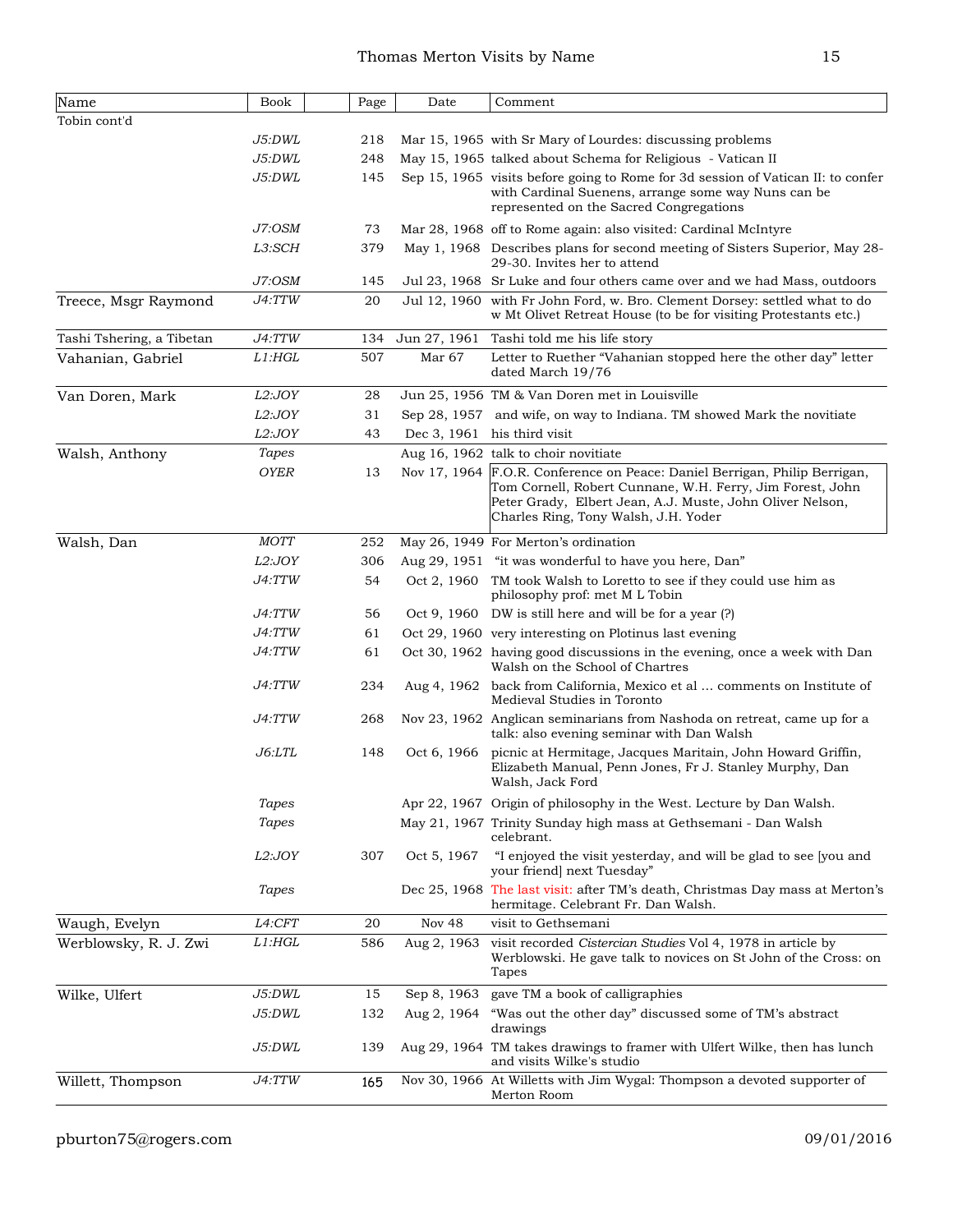| Name | Book | Page | Date | Comment |
|---|---|---|---|---|
| Tobin cont'd | | | | |
| | *J5:DWL* | 218 | Mar 15, 1965 | with Sr Mary of Lourdes: discussing problems |
| | *J5:DWL* | 248 | May 15, 1965 | talked about Schema for Religious - Vatican II |
| | *J5:DWL* | 145 | Sep 15, 1965 | visits before going to Rome for 3d session of Vatican II: to confer with Cardinal Suenens, arrange some way Nuns can be represented on the Sacred Congregations |
| | *J7:OSM* | 73 | Mar 28, 1968 | off to Rome again: also visited: Cardinal McIntyre |
| | *L3:SCH* | 379 | May 1, 1968 | Describes plans for second meeting of Sisters Superior, May 28-29-30. Invites her to attend |
| | *J7:OSM* | 145 | Jul 23, 1968 | Sr Luke and four others came over and we had Mass, outdoors |
| Treece, Msgr Raymond | *J4:TTW* | 20 | Jul 12, 1960 | with Fr John Ford, w. Bro. Clement Dorsey: settled what to do w Mt Olivet Retreat House (to be for visiting Protestants etc.) |
| Tashi Tshering, a Tibetan | *J4:TTW* | 134 | Jun 27, 1961 | Tashi told me his life story |
| Vahanian, Gabriel | *L1:HGL* | 507 | Mar 67 | Letter to Ruether "Vahanian stopped here the other day" letter dated March 19/76 |
| Van Doren, Mark | *L2:JOY* | 28 | Jun 25, 1956 | TM & Van Doren met in Louisville |
| | *L2:JOY* | 31 | Sep 28, 1957 | and wife, on way to Indiana. TM showed Mark the novitiate |
| | *L2:JOY* | 43 | Dec 3, 1961 | his third visit |
| Walsh, Anthony | *Tapes* | | Aug 16, 1962 | talk to choir novitiate |
| | *OYER* | 13 | Nov 17, 1964 | F.O.R. Conference on Peace: Daniel Berrigan, Philip Berrigan, Tom Cornell, Robert Cunnane, W.H. Ferry, Jim Forest, John Peter Grady, Elbert Jean, A.J. Muste, John Oliver Nelson, Charles Ring, Tony Walsh, J.H. Yoder |
| Walsh, Dan | *MOTT* | 252 | May 26, 1949 | For Merton's ordination |
| | *L2:JOY* | 306 | Aug 29, 1951 | "it was wonderful to have you here, Dan" |
| | *J4:TTW* | 54 | Oct 2, 1960 | TM took Walsh to Loretto to see if they could use him as philosophy prof: met M L Tobin |
| | *J4:TTW* | 56 | Oct 9, 1960 | DW is still here and will be for a year (?) |
| | *J4:TTW* | 61 | Oct 29, 1960 | very interesting on Plotinus last evening |
| | *J4:TTW* | 61 | Oct 30, 1962 | having good discussions in the evening, once a week with Dan Walsh on the School of Chartres |
| | *J4:TTW* | 234 | Aug 4, 1962 | back from California, Mexico et al ... comments on Institute of Medieval Studies in Toronto |
| | *J4:TTW* | 268 | Nov 23, 1962 | Anglican seminarians from Nashoda on retreat, came up for a talk: also evening seminar with Dan Walsh |
| | *J6:LTL* | 148 | Oct 6, 1966 | picnic at Hermitage, Jacques Maritain, John Howard Griffin, Elizabeth Manual, Penn Jones, Fr J. Stanley Murphy, Dan Walsh, Jack Ford |
| | *Tapes* | | Apr 22, 1967 | Origin of philosophy in the West. Lecture by Dan Walsh. |
| | *Tapes* | | May 21, 1967 | Trinity Sunday high mass at Gethsemani - Dan Walsh celebrant. |
| | *L2:JOY* | 307 | Oct 5, 1967 | "I enjoyed the visit yesterday, and will be glad to see [you and your friend] next Tuesday" |
| | *Tapes* | | Dec 25, 1968 | The last visit: after TM's death, Christmas Day mass at Merton's hermitage. Celebrant Fr. Dan Walsh. |
| Waugh, Evelyn | *L4:CFT* | 20 | Nov 48 | visit to Gethsemani |
| Werblowsky, R. J. Zwi | *L1:HGL* | 586 | Aug 2, 1963 | visit recorded *Cistercian Studies* Vol 4, 1978 in article by Werblowski. He gave talk to novices on St John of the Cross: on Tapes |
| Wilke, Ulfert | *J5:DWL* | 15 | Sep 8, 1963 | gave TM a book of calligraphies |
| | *J5:DWL* | 132 | Aug 2, 1964 | "Was out the other day" discussed some of TM's abstract drawings |
| | *J5:DWL* | 139 | Aug 29, 1964 | TM takes drawings to framer with Ulfert Wilke, then has lunch and visits Wilke's studio |
| Willett, Thompson | *J4:TTW* | 165 | Nov 30, 1966 | At Willetts with Jim Wygal: Thompson a devoted supporter of Merton Room |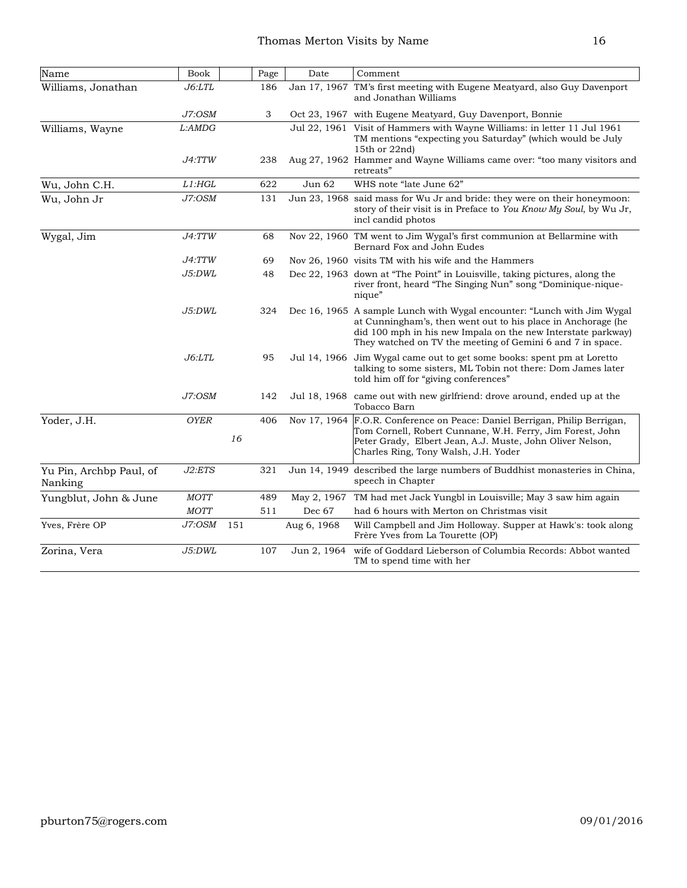| Name | Book | | Page | Date | Comment |
|---|---|---|---|---|---|
| Williams, Jonathan | *J6:LTL* | | 186 | Jan 17, 1967 | TM's first meeting with Eugene Meatyard, also Guy Davenport and Jonathan Williams |
| | *J7:OSM* | | 3 | Oct 23, 1967 | with Eugene Meatyard, Guy Davenport, Bonnie |
| Williams, Wayne | *L:AMDG* | | | Jul 22, 1961 | Visit of Hammers with Wayne Williams: in letter 11 Jul 1961 TM mentions "expecting you Saturday" (which would be July 15th or 22nd) |
| | *J4:TTW* | | 238 | Aug 27, 1962 | Hammer and Wayne Williams came over: "too many visitors and retreats" |
| Wu, John C.H. | *L1:HGL* | | 622 | Jun 62 | WHS note "late June 62" |
| Wu, John Jr | *J7:OSM* | | 131 | Jun 23, 1968 | said mass for Wu Jr and bride: they were on their honeymoon: story of their visit is in Preface to *You Know My Soul*, by Wu Jr, incl candid photos |
| Wygal, Jim | *J4:TTW* | | 68 | Nov 22, 1960 | TM went to Jim Wygal's first communion at Bellarmine with Bernard Fox and John Eudes |
| | *J4:TTW* | | 69 | Nov 26, 1960 | visits TM with his wife and the Hammers |
| | *J5:DWL* | | 48 | Dec 22, 1963 | down at "The Point" in Louisville, taking pictures, along the river front, heard "The Singing Nun" song "Dominique-nique-nique" |
| | *J5:DWL* | | 324 | Dec 16, 1965 | A sample Lunch with Wygal encounter: "Lunch with Jim Wygal at Cunningham's, then went out to his place in Anchorage (he did 100 mph in his new Impala on the new Interstate parkway) They watched on TV the meeting of Gemini 6 and 7 in space. |
| | *J6:LTL* | | 95 | Jul 14, 1966 | Jim Wygal came out to get some books: spent pm at Loretto talking to some sisters, ML Tobin not there: Dom James later told him off for "giving conferences" |
| | *J7:OSM* | | 142 | Jul 18, 1968 | came out with new girlfriend: drove around, ended up at the Tobacco Barn |
| Yoder, J.H. | *OYER* | *16* | 406 | Nov 17, 1964 | F.O.R. Conference on Peace: Daniel Berrigan, Philip Berrigan, Tom Cornell, Robert Cunnane, W.H. Ferry, Jim Forest, John Peter Grady, Elbert Jean, A.J. Muste, John Oliver Nelson, Charles Ring, Tony Walsh, J.H. Yoder |
| Yu Pin, Archbp Paul, of Nanking | *J2:ETS* | | 321 | Jun 14, 1949 | described the large numbers of Buddhist monasteries in China, speech in Chapter |
| Yungblut, John & June | *MOTT* | | 489 | May 2, 1967 | TM had met Jack Yungbl in Louisville; May 3 saw him again |
| | *MOTT* | | 511 | Dec 67 | had 6 hours with Merton on Christmas visit |
| Yves, Frère OP | *J7:OSM* | 151 | | Aug 6, 1968 | Will Campbell and Jim Holloway. Supper at Hawk's: took along Frère Yves from La Tourette (OP) |
| Zorina, Vera | *J5:DWL* | | 107 | Jun 2, 1964 | wife of Goddard Lieberson of Columbia Records: Abbot wanted TM to spend time with her |